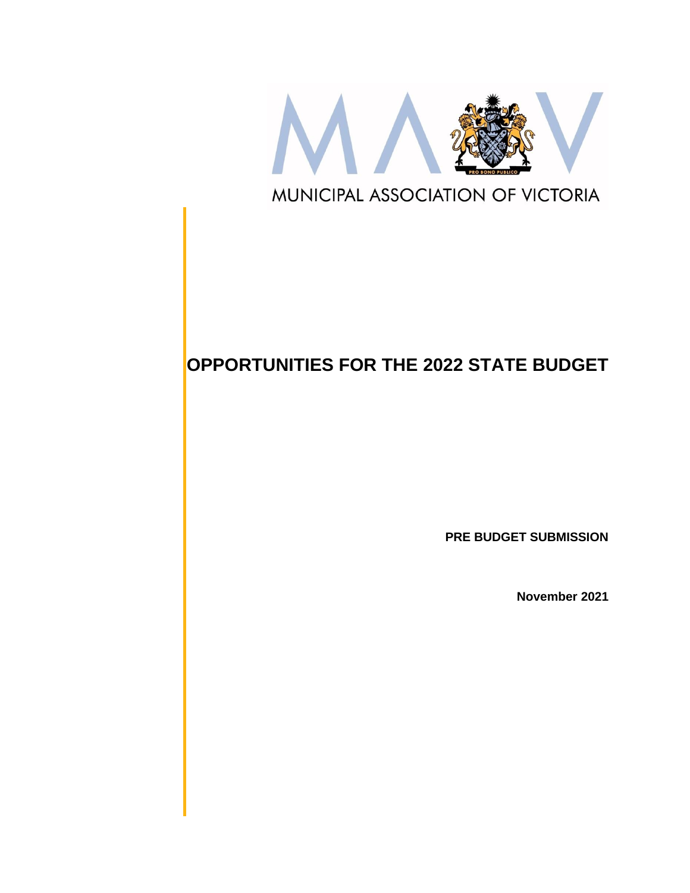MUNICIPAL ASSOCIATION OF VICTORIA

# OPPORTUNITIES FOR THE 2022 STATE BUDGET

**PRE BUDGET SUBMISSION**

**November 2021**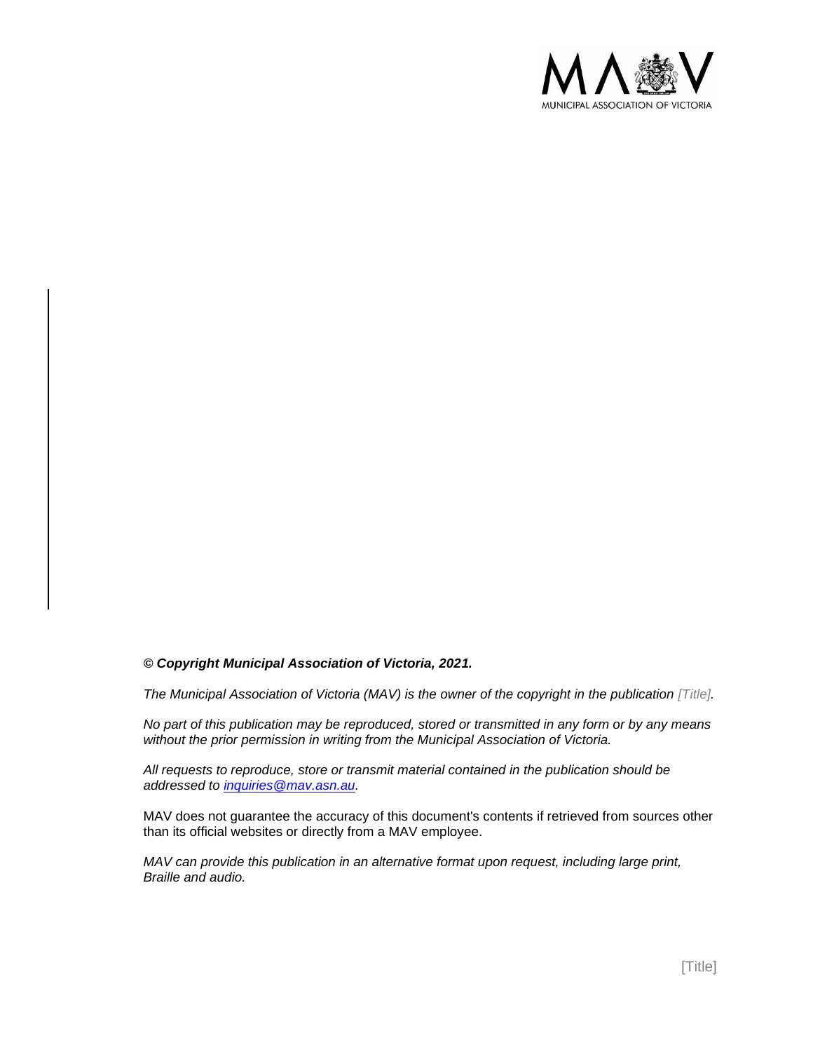***© Copyright Municipal Association of Victoria, 2021.***

*The Municipal Association of Victoria (MAV) is the owner of the copyright in the publication [Title].*

*No part of this publication may be reproduced, stored or transmitted in any form or by any means without the prior permission in writing from the Municipal Association of Victoria.*

*All requests to reproduce, store or transmit material contained in the publication should be addressed to [inquiries@mav.asn.au](mailto:inquiries@mav.asn.au).*

MAV does not guarantee the accuracy of this document's contents if retrieved from sources other than its official websites or directly from a MAV employee.

*MAV can provide this publication in an alternative format upon request, including large print, Braille and audio.*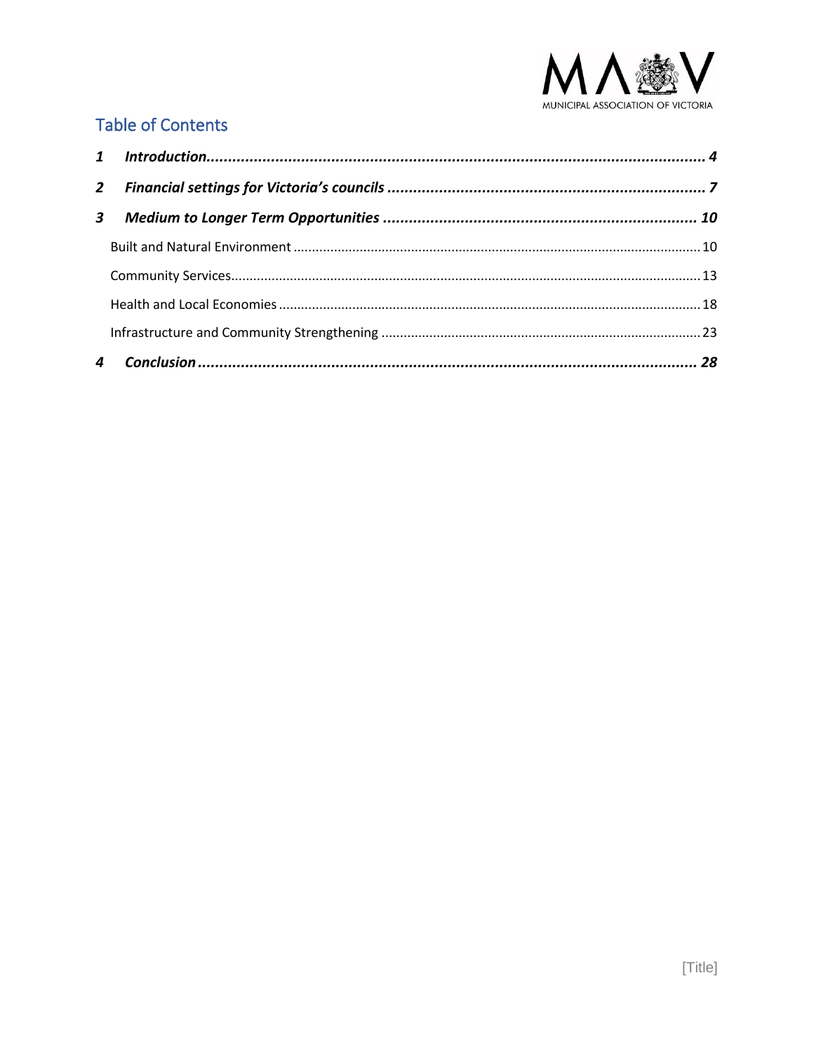## Table of Contents

1 Introduction .................................................................................................... 4

2 Financial settings for Victoria's councils ........................................................ 7

3 Medium to Longer Term Opportunities ........................................................ 10

Built and Natural Environment ............................................................................. 10

Community Services.............................................................................................. 13

Health and Local Economies ................................................................................. 18

Infrastructure and Community Strengthening ...................................................... 23

4 Conclusion .................................................................................................... 28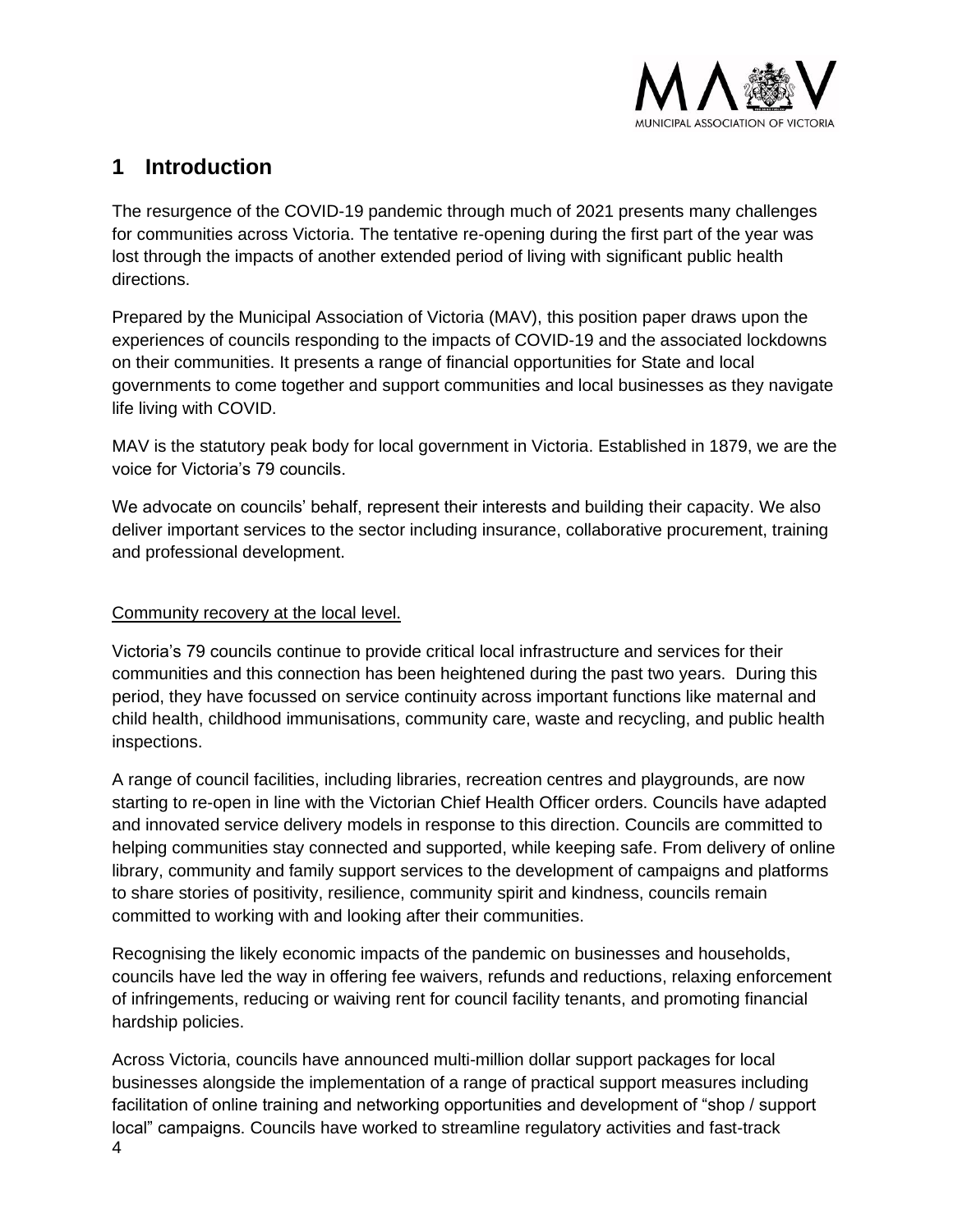## 1 Introduction

The resurgence of the COVID-19 pandemic through much of 2021 presents many challenges for communities across Victoria. The tentative re-opening during the first part of the year was lost through the impacts of another extended period of living with significant public health directions.

Prepared by the Municipal Association of Victoria (MAV), this position paper draws upon the experiences of councils responding to the impacts of COVID-19 and the associated lockdowns on their communities. It presents a range of financial opportunities for State and local governments to come together and support communities and local businesses as they navigate life living with COVID.

MAV is the statutory peak body for local government in Victoria. Established in 1879, we are the voice for Victoria's 79 councils.

We advocate on councils' behalf, represent their interests and building their capacity. We also deliver important services to the sector including insurance, collaborative procurement, training and professional development.

Community recovery at the local level.

Victoria's 79 councils continue to provide critical local infrastructure and services for their communities and this connection has been heightened during the past two years. During this period, they have focussed on service continuity across important functions like maternal and child health, childhood immunisations, community care, waste and recycling, and public health inspections.

A range of council facilities, including libraries, recreation centres and playgrounds, are now starting to re-open in line with the Victorian Chief Health Officer orders. Councils have adapted and innovated service delivery models in response to this direction. Councils are committed to helping communities stay connected and supported, while keeping safe. From delivery of online library, community and family support services to the development of campaigns and platforms to share stories of positivity, resilience, community spirit and kindness, councils remain committed to working with and looking after their communities.

Recognising the likely economic impacts of the pandemic on businesses and households, councils have led the way in offering fee waivers, refunds and reductions, relaxing enforcement of infringements, reducing or waiving rent for council facility tenants, and promoting financial hardship policies.

Across Victoria, councils have announced multi-million dollar support packages for local businesses alongside the implementation of a range of practical support measures including facilitation of online training and networking opportunities and development of "shop / support local" campaigns. Councils have worked to streamline regulatory activities and fast-track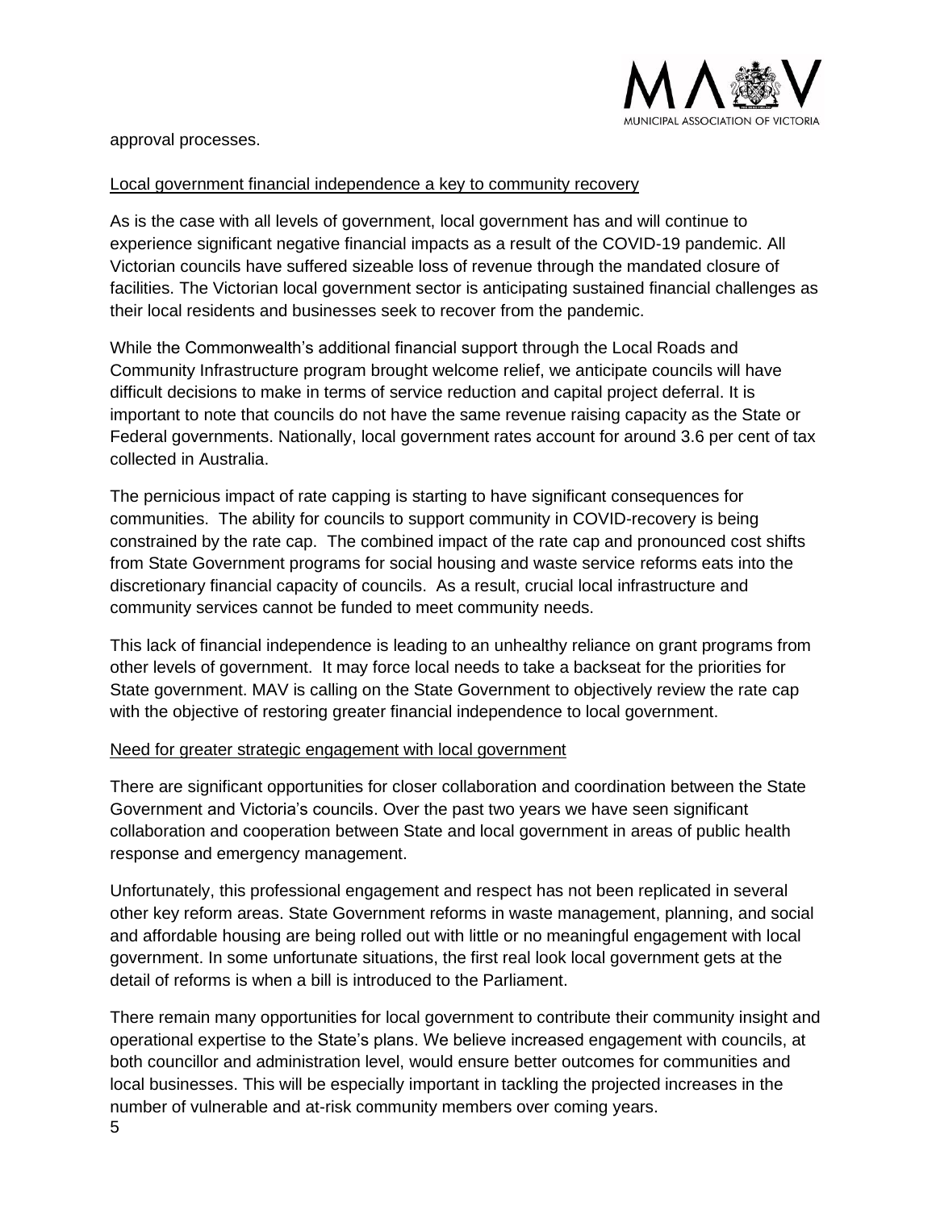approval processes.

Local government financial independence a key to community recovery

As is the case with all levels of government, local government has and will continue to experience significant negative financial impacts as a result of the COVID-19 pandemic. All Victorian councils have suffered sizeable loss of revenue through the mandated closure of facilities. The Victorian local government sector is anticipating sustained financial challenges as their local residents and businesses seek to recover from the pandemic.

While the Commonwealth's additional financial support through the Local Roads and Community Infrastructure program brought welcome relief, we anticipate councils will have difficult decisions to make in terms of service reduction and capital project deferral. It is important to note that councils do not have the same revenue raising capacity as the State or Federal governments. Nationally, local government rates account for around 3.6 per cent of tax collected in Australia.

The pernicious impact of rate capping is starting to have significant consequences for communities. The ability for councils to support community in COVID-recovery is being constrained by the rate cap. The combined impact of the rate cap and pronounced cost shifts from State Government programs for social housing and waste service reforms eats into the discretionary financial capacity of councils. As a result, crucial local infrastructure and community services cannot be funded to meet community needs.

This lack of financial independence is leading to an unhealthy reliance on grant programs from other levels of government. It may force local needs to take a backseat for the priorities for State government. MAV is calling on the State Government to objectively review the rate cap with the objective of restoring greater financial independence to local government.

Need for greater strategic engagement with local government

There are significant opportunities for closer collaboration and coordination between the State Government and Victoria's councils. Over the past two years we have seen significant collaboration and cooperation between State and local government in areas of public health response and emergency management.

Unfortunately, this professional engagement and respect has not been replicated in several other key reform areas. State Government reforms in waste management, planning, and social and affordable housing are being rolled out with little or no meaningful engagement with local government. In some unfortunate situations, the first real look local government gets at the detail of reforms is when a bill is introduced to the Parliament.

There remain many opportunities for local government to contribute their community insight and operational expertise to the State's plans. We believe increased engagement with councils, at both councillor and administration level, would ensure better outcomes for communities and local businesses. This will be especially important in tackling the projected increases in the number of vulnerable and at-risk community members over coming years.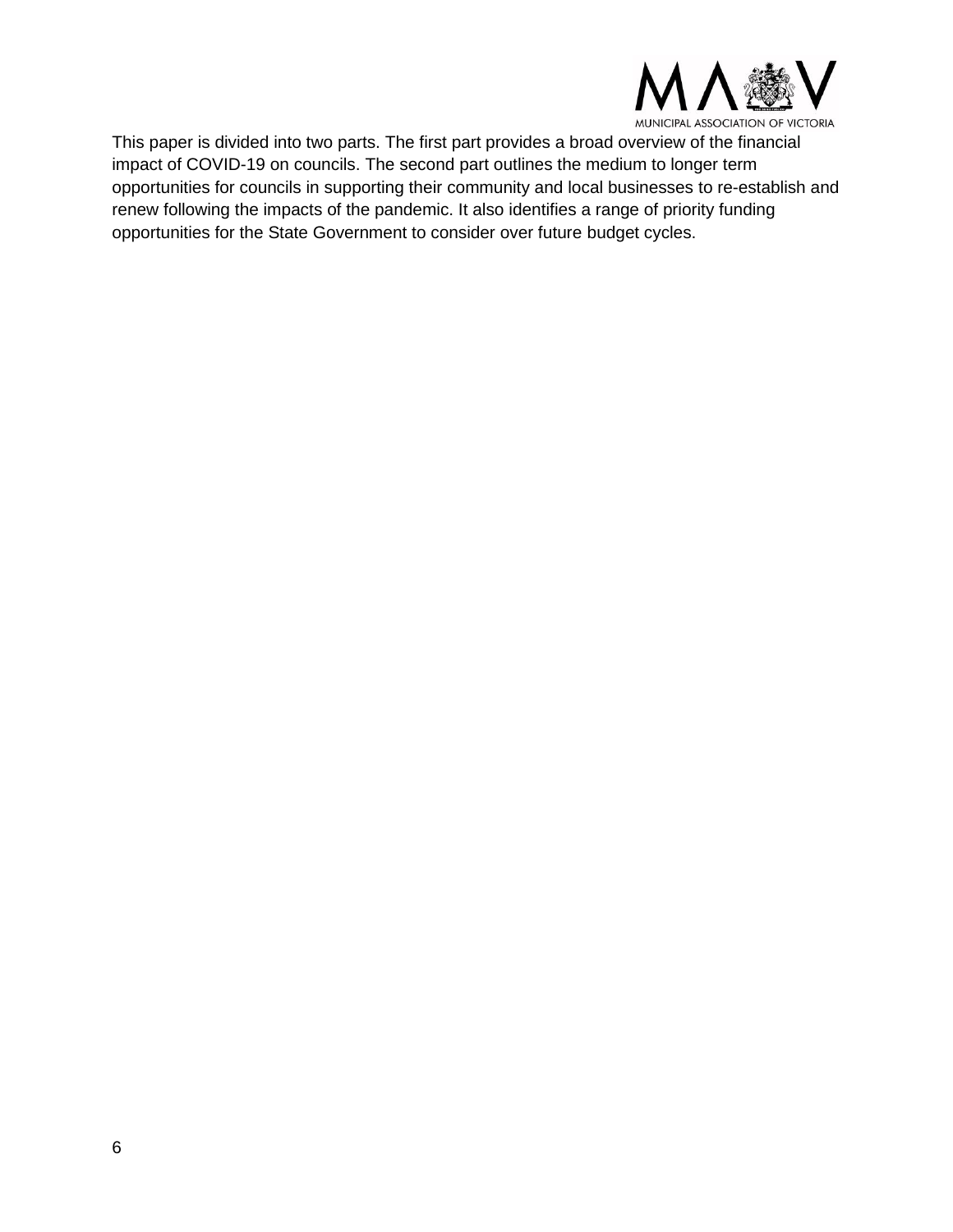This paper is divided into two parts. The first part provides a broad overview of the financial impact of COVID-19 on councils. The second part outlines the medium to longer term opportunities for councils in supporting their community and local businesses to re-establish and renew following the impacts of the pandemic. It also identifies a range of priority funding opportunities for the State Government to consider over future budget cycles.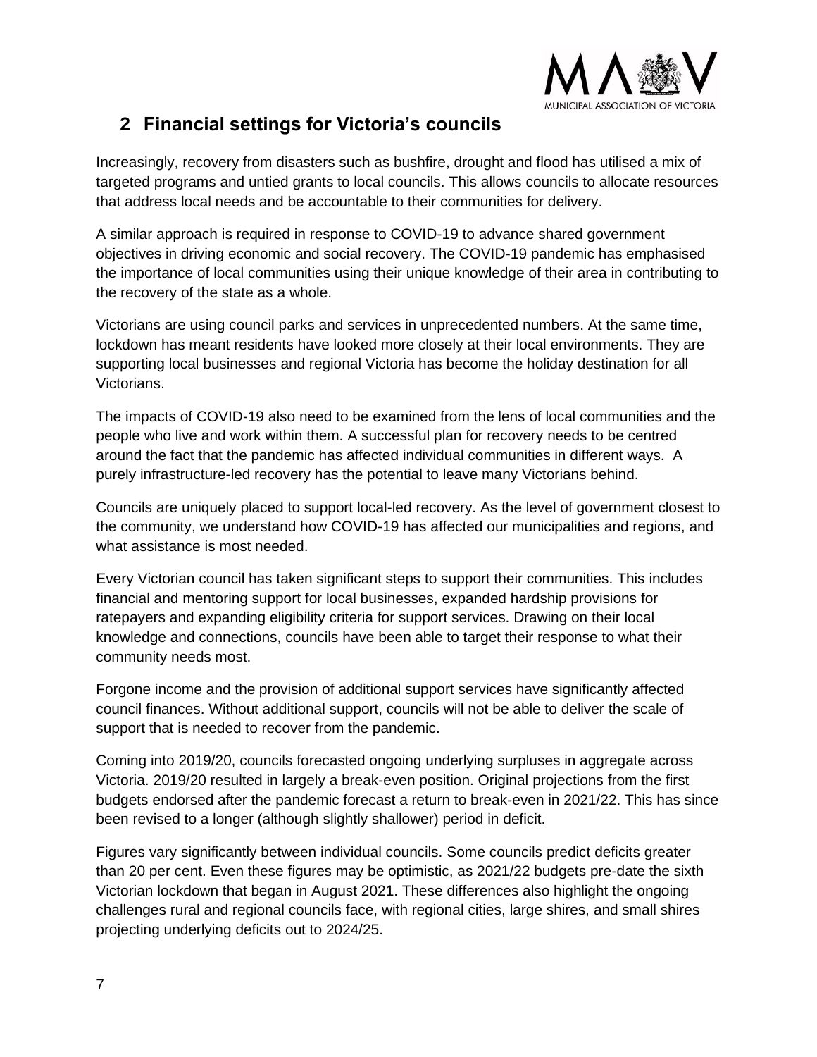## 2 Financial settings for Victoria's councils

Increasingly, recovery from disasters such as bushfire, drought and flood has utilised a mix of targeted programs and untied grants to local councils. This allows councils to allocate resources that address local needs and be accountable to their communities for delivery.

A similar approach is required in response to COVID-19 to advance shared government objectives in driving economic and social recovery. The COVID-19 pandemic has emphasised the importance of local communities using their unique knowledge of their area in contributing to the recovery of the state as a whole.

Victorians are using council parks and services in unprecedented numbers. At the same time, lockdown has meant residents have looked more closely at their local environments. They are supporting local businesses and regional Victoria has become the holiday destination for all Victorians.

The impacts of COVID-19 also need to be examined from the lens of local communities and the people who live and work within them. A successful plan for recovery needs to be centred around the fact that the pandemic has affected individual communities in different ways. A purely infrastructure-led recovery has the potential to leave many Victorians behind.

Councils are uniquely placed to support local-led recovery. As the level of government closest to the community, we understand how COVID-19 has affected our municipalities and regions, and what assistance is most needed.

Every Victorian council has taken significant steps to support their communities. This includes financial and mentoring support for local businesses, expanded hardship provisions for ratepayers and expanding eligibility criteria for support services. Drawing on their local knowledge and connections, councils have been able to target their response to what their community needs most.

Forgone income and the provision of additional support services have significantly affected council finances. Without additional support, councils will not be able to deliver the scale of support that is needed to recover from the pandemic.

Coming into 2019/20, councils forecasted ongoing underlying surpluses in aggregate across Victoria. 2019/20 resulted in largely a break-even position. Original projections from the first budgets endorsed after the pandemic forecast a return to break-even in 2021/22. This has since been revised to a longer (although slightly shallower) period in deficit.

Figures vary significantly between individual councils. Some councils predict deficits greater than 20 per cent. Even these figures may be optimistic, as 2021/22 budgets pre-date the sixth Victorian lockdown that began in August 2021. These differences also highlight the ongoing challenges rural and regional councils face, with regional cities, large shires, and small shires projecting underlying deficits out to 2024/25.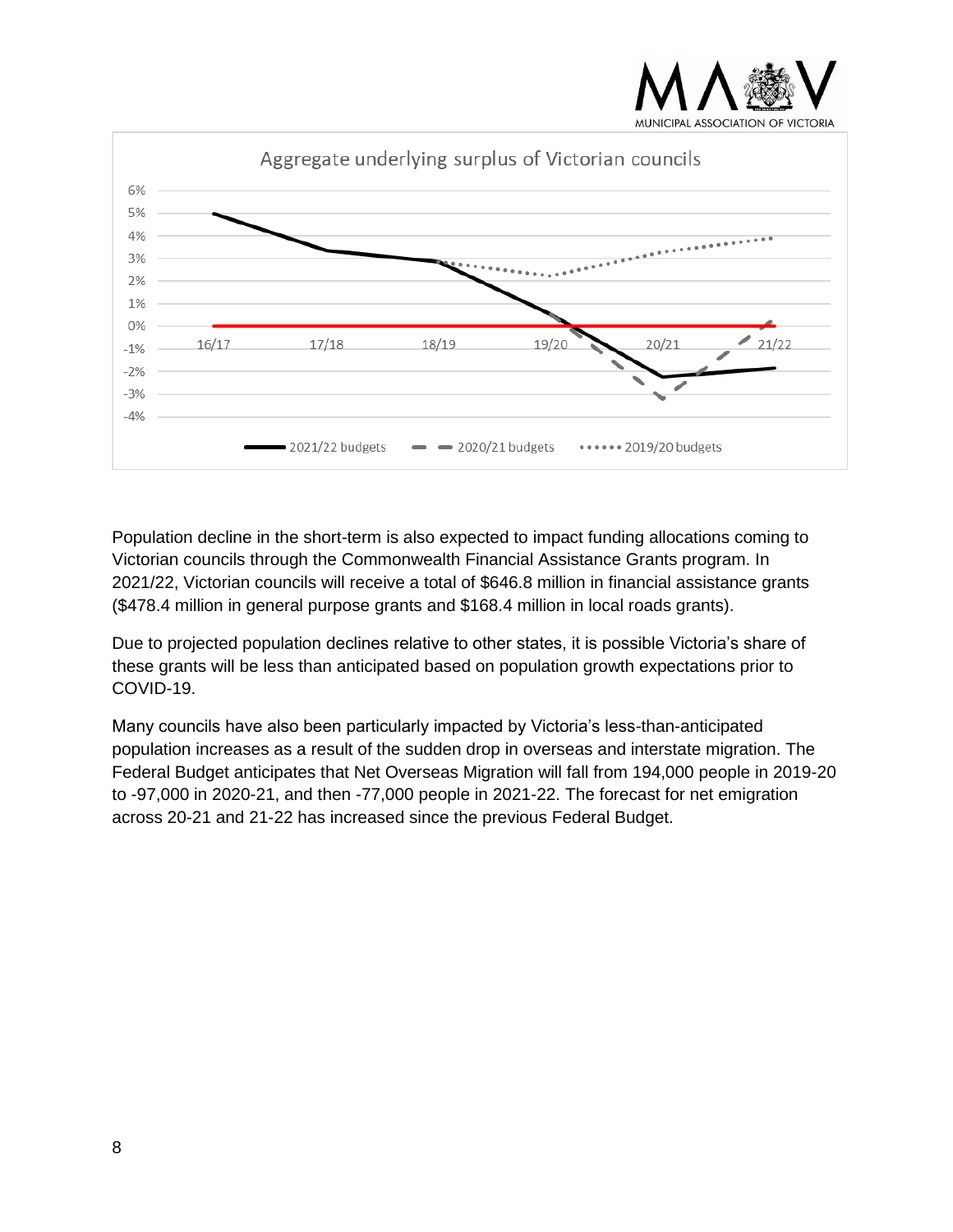Aggregate underlying surplus of Victorian councils

Population decline in the short-term is also expected to impact funding allocations coming to Victorian councils through the Commonwealth Financial Assistance Grants program. In 2021/22, Victorian councils will receive a total of $646.8 million in financial assistance grants ($478.4 million in general purpose grants and $168.4 million in local roads grants).

Due to projected population declines relative to other states, it is possible Victoria's share of these grants will be less than anticipated based on population growth expectations prior to COVID-19.

Many councils have also been particularly impacted by Victoria's less-than-anticipated population increases as a result of the sudden drop in overseas and interstate migration. The Federal Budget anticipates that Net Overseas Migration will fall from 194,000 people in 2019-20 to -97,000 in 2020-21, and then -77,000 people in 2021-22. The forecast for net emigration across 20-21 and 21-22 has increased since the previous Federal Budget.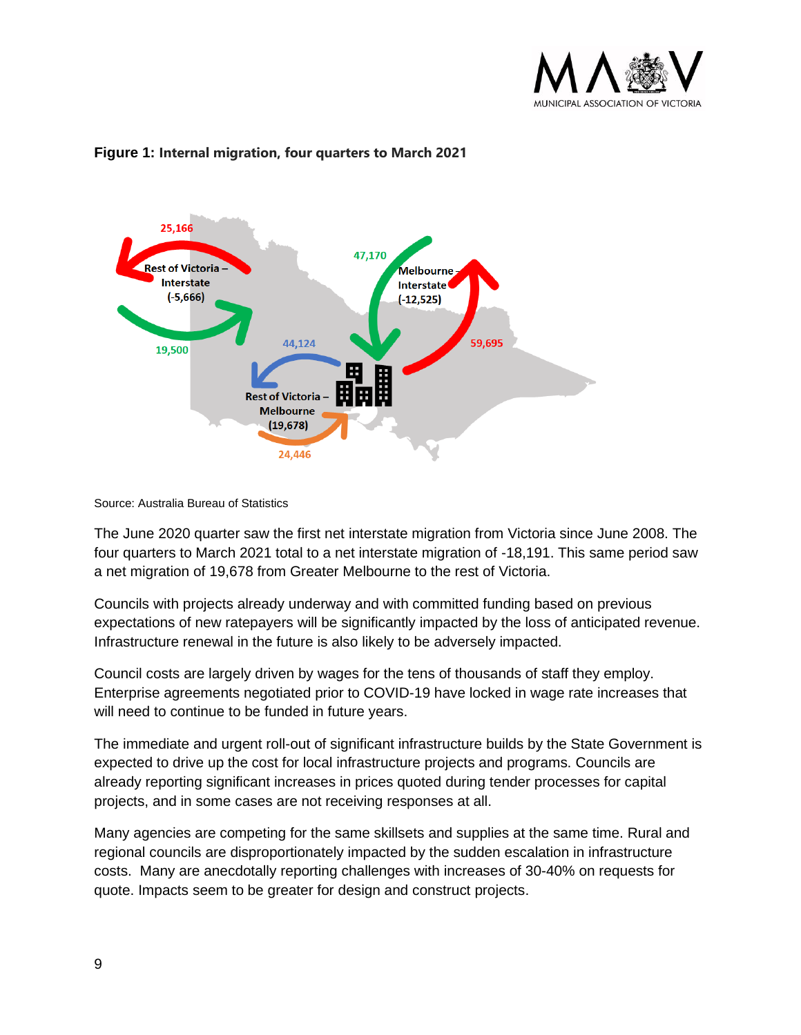**Figure 1: Internal migration, four quarters to March 2021**

Source: Australia Bureau of Statistics

The June 2020 quarter saw the first net interstate migration from Victoria since June 2008. The four quarters to March 2021 total to a net interstate migration of -18,191. This same period saw a net migration of 19,678 from Greater Melbourne to the rest of Victoria.

Councils with projects already underway and with committed funding based on previous expectations of new ratepayers will be significantly impacted by the loss of anticipated revenue. Infrastructure renewal in the future is also likely to be adversely impacted.

Council costs are largely driven by wages for the tens of thousands of staff they employ. Enterprise agreements negotiated prior to COVID-19 have locked in wage rate increases that will need to continue to be funded in future years.

The immediate and urgent roll-out of significant infrastructure builds by the State Government is expected to drive up the cost for local infrastructure projects and programs. Councils are already reporting significant increases in prices quoted during tender processes for capital projects, and in some cases are not receiving responses at all.

Many agencies are competing for the same skillsets and supplies at the same time. Rural and regional councils are disproportionately impacted by the sudden escalation in infrastructure costs. Many are anecdotally reporting challenges with increases of 30-40% on requests for quote. Impacts seem to be greater for design and construct projects.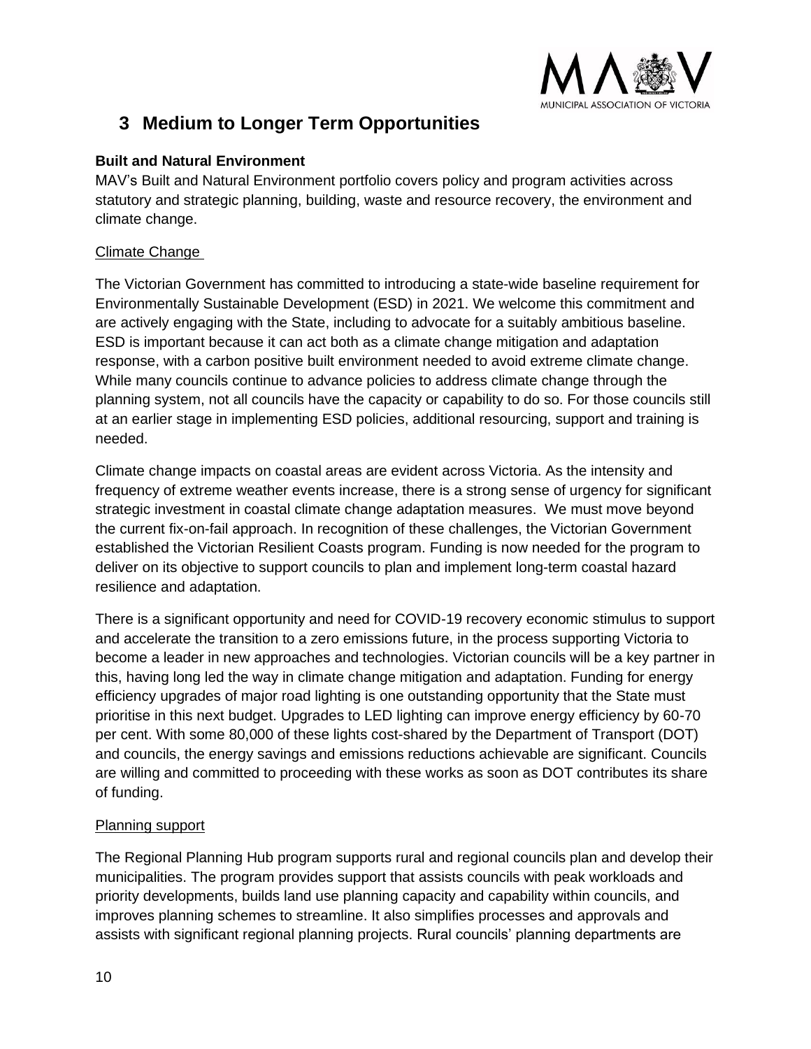# 3 Medium to Longer Term Opportunities

**Built and Natural Environment**

MAV's Built and Natural Environment portfolio covers policy and program activities across statutory and strategic planning, building, waste and resource recovery, the environment and climate change.

Climate Change

The Victorian Government has committed to introducing a state-wide baseline requirement for Environmentally Sustainable Development (ESD) in 2021. We welcome this commitment and are actively engaging with the State, including to advocate for a suitably ambitious baseline. ESD is important because it can act both as a climate change mitigation and adaptation response, with a carbon positive built environment needed to avoid extreme climate change. While many councils continue to advance policies to address climate change through the planning system, not all councils have the capacity or capability to do so. For those councils still at an earlier stage in implementing ESD policies, additional resourcing, support and training is needed.

Climate change impacts on coastal areas are evident across Victoria. As the intensity and frequency of extreme weather events increase, there is a strong sense of urgency for significant strategic investment in coastal climate change adaptation measures. We must move beyond the current fix-on-fail approach. In recognition of these challenges, the Victorian Government established the Victorian Resilient Coasts program. Funding is now needed for the program to deliver on its objective to support councils to plan and implement long-term coastal hazard resilience and adaptation.

There is a significant opportunity and need for COVID-19 recovery economic stimulus to support and accelerate the transition to a zero emissions future, in the process supporting Victoria to become a leader in new approaches and technologies. Victorian councils will be a key partner in this, having long led the way in climate change mitigation and adaptation. Funding for energy efficiency upgrades of major road lighting is one outstanding opportunity that the State must prioritise in this next budget. Upgrades to LED lighting can improve energy efficiency by 60-70 per cent. With some 80,000 of these lights cost-shared by the Department of Transport (DOT) and councils, the energy savings and emissions reductions achievable are significant. Councils are willing and committed to proceeding with these works as soon as DOT contributes its share of funding.

Planning support

The Regional Planning Hub program supports rural and regional councils plan and develop their municipalities. The program provides support that assists councils with peak workloads and priority developments, builds land use planning capacity and capability within councils, and improves planning schemes to streamline. It also simplifies processes and approvals and assists with significant regional planning projects. Rural councils' planning departments are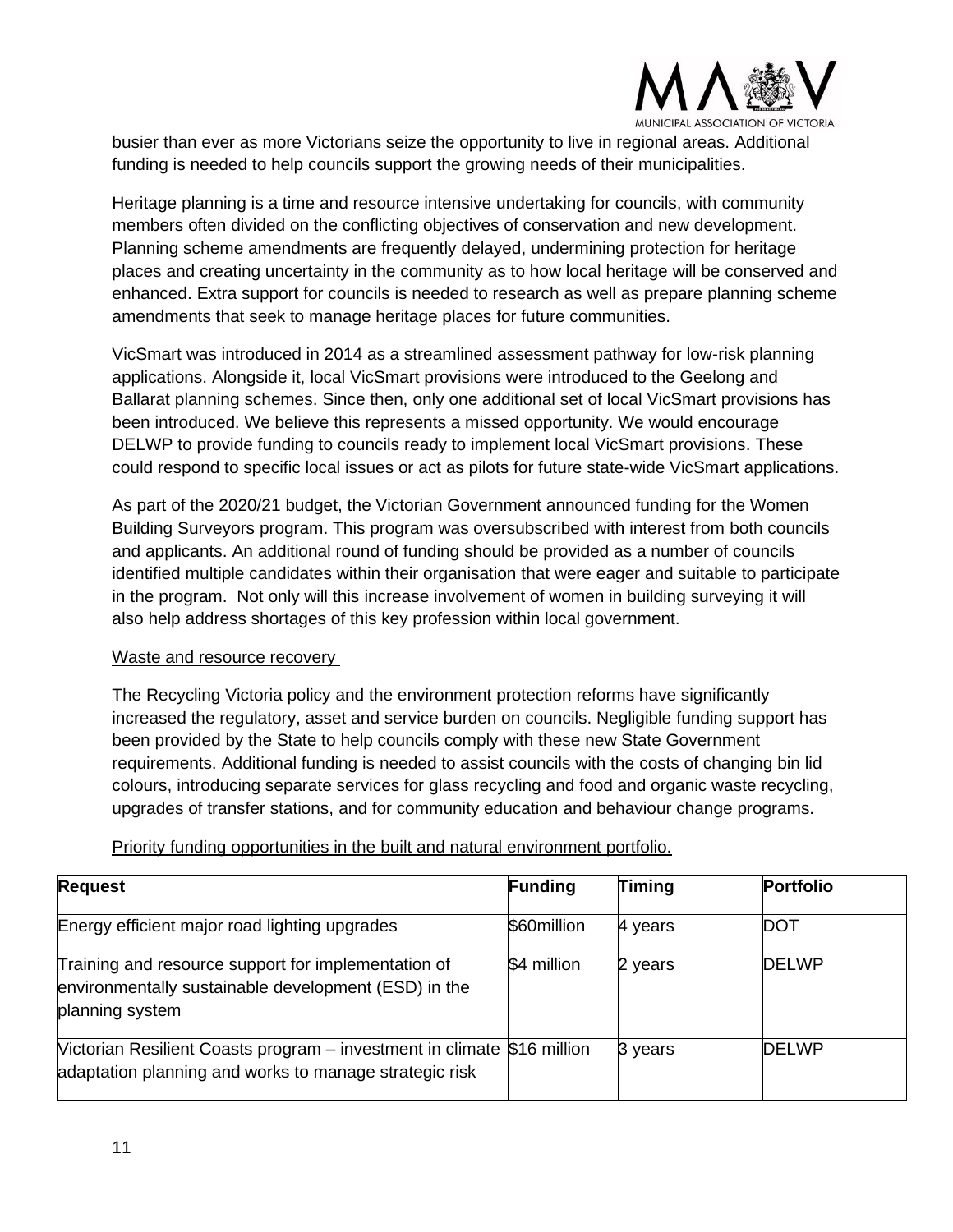busier than ever as more Victorians seize the opportunity to live in regional areas. Additional funding is needed to help councils support the growing needs of their municipalities.

Heritage planning is a time and resource intensive undertaking for councils, with community members often divided on the conflicting objectives of conservation and new development. Planning scheme amendments are frequently delayed, undermining protection for heritage places and creating uncertainty in the community as to how local heritage will be conserved and enhanced. Extra support for councils is needed to research as well as prepare planning scheme amendments that seek to manage heritage places for future communities.

VicSmart was introduced in 2014 as a streamlined assessment pathway for low-risk planning applications. Alongside it, local VicSmart provisions were introduced to the Geelong and Ballarat planning schemes. Since then, only one additional set of local VicSmart provisions has been introduced. We believe this represents a missed opportunity. We would encourage DELWP to provide funding to councils ready to implement local VicSmart provisions. These could respond to specific local issues or act as pilots for future state-wide VicSmart applications.

As part of the 2020/21 budget, the Victorian Government announced funding for the Women Building Surveyors program. This program was oversubscribed with interest from both councils and applicants. An additional round of funding should be provided as a number of councils identified multiple candidates within their organisation that were eager and suitable to participate in the program. Not only will this increase involvement of women in building surveying it will also help address shortages of this key profession within local government.

Waste and resource recovery

The Recycling Victoria policy and the environment protection reforms have significantly increased the regulatory, asset and service burden on councils. Negligible funding support has been provided by the State to help councils comply with these new State Government requirements. Additional funding is needed to assist councils with the costs of changing bin lid colours, introducing separate services for glass recycling and food and organic waste recycling, upgrades of transfer stations, and for community education and behaviour change programs.

Priority funding opportunities in the built and natural environment portfolio.

| **Request** | **Funding** | **Timing** | **Portfolio** |
|---|---|---|---|
| Energy efficient major road lighting upgrades | $60million | 4 years | DOT |
| Training and resource support for implementation of environmentally sustainable development (ESD) in the planning system | $4 million | 2 years | DELWP |
| Victorian Resilient Coasts program – investment in climate adaptation planning and works to manage strategic risk | $16 million | 3 years | DELWP |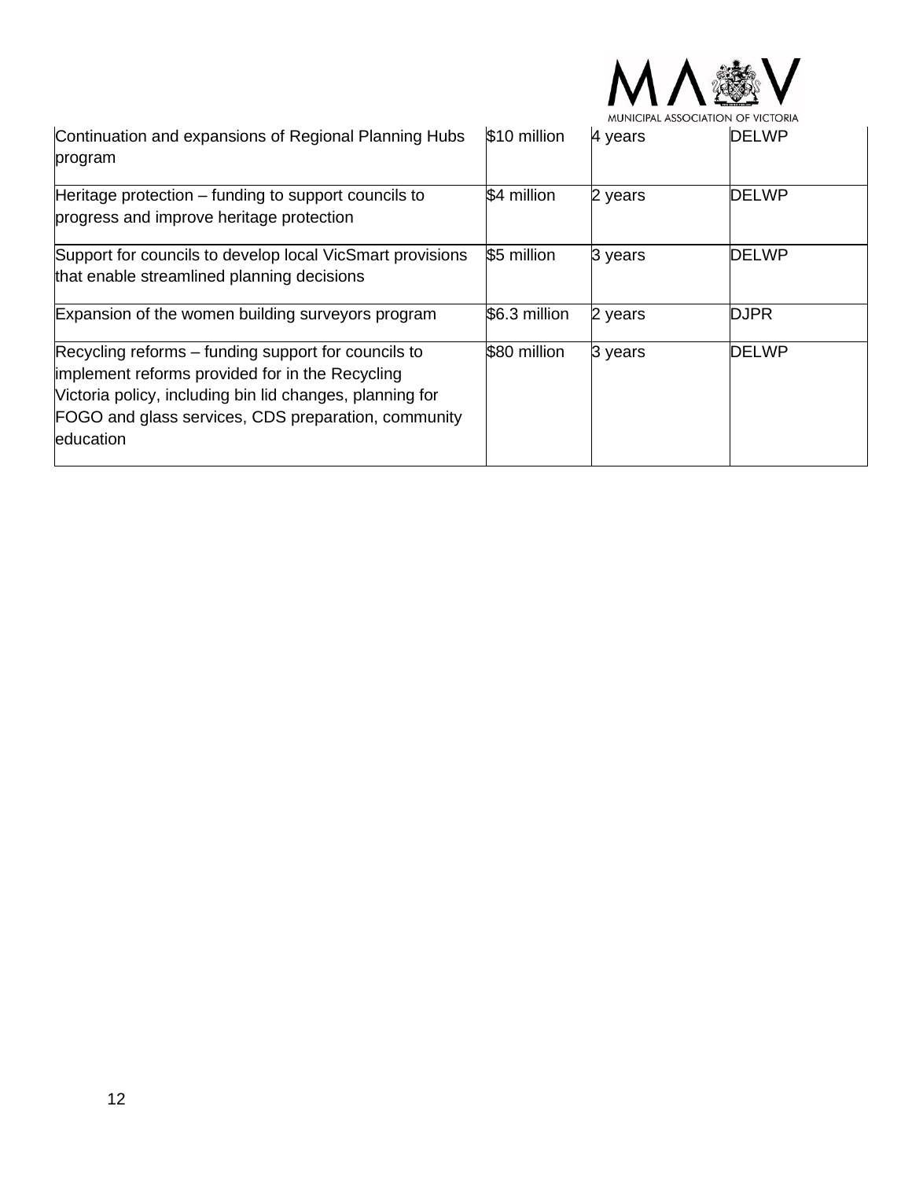| Continuation and expansions of Regional Planning Hubs program | $10 million | 4 years | DELWP |
|---|---|---|---|
| Heritage protection – funding to support councils to progress and improve heritage protection | $4 million | 2 years | DELWP |
| Support for councils to develop local VicSmart provisions that enable streamlined planning decisions | $5 million | 3 years | DELWP |
| Expansion of the women building surveyors program | $6.3 million | 2 years | DJPR |
| Recycling reforms – funding support for councils to implement reforms provided for in the Recycling Victoria policy, including bin lid changes, planning for FOGO and glass services, CDS preparation, community education | $80 million | 3 years | DELWP |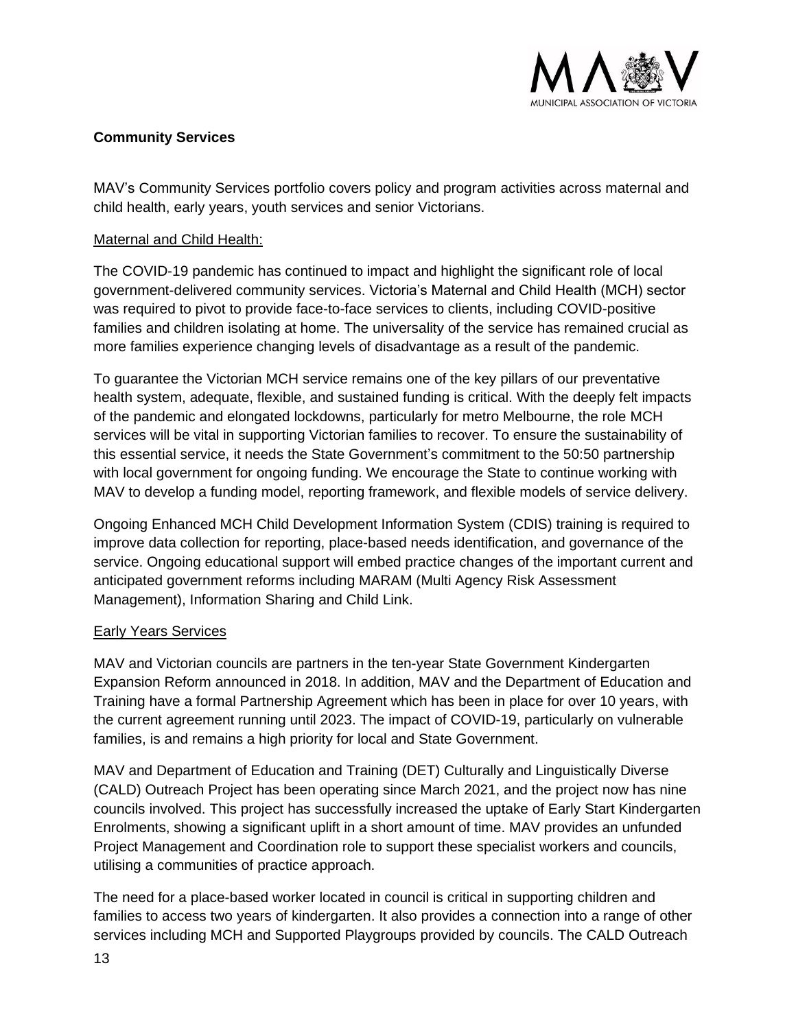## Community Services

MAV's Community Services portfolio covers policy and program activities across maternal and child health, early years, youth services and senior Victorians.

### Maternal and Child Health:

The COVID-19 pandemic has continued to impact and highlight the significant role of local government-delivered community services. Victoria's Maternal and Child Health (MCH) sector was required to pivot to provide face-to-face services to clients, including COVID-positive families and children isolating at home. The universality of the service has remained crucial as more families experience changing levels of disadvantage as a result of the pandemic.

To guarantee the Victorian MCH service remains one of the key pillars of our preventative health system, adequate, flexible, and sustained funding is critical. With the deeply felt impacts of the pandemic and elongated lockdowns, particularly for metro Melbourne, the role MCH services will be vital in supporting Victorian families to recover. To ensure the sustainability of this essential service, it needs the State Government's commitment to the 50:50 partnership with local government for ongoing funding. We encourage the State to continue working with MAV to develop a funding model, reporting framework, and flexible models of service delivery.

Ongoing Enhanced MCH Child Development Information System (CDIS) training is required to improve data collection for reporting, place-based needs identification, and governance of the service. Ongoing educational support will embed practice changes of the important current and anticipated government reforms including MARAM (Multi Agency Risk Assessment Management), Information Sharing and Child Link.

### Early Years Services

MAV and Victorian councils are partners in the ten-year State Government Kindergarten Expansion Reform announced in 2018. In addition, MAV and the Department of Education and Training have a formal Partnership Agreement which has been in place for over 10 years, with the current agreement running until 2023. The impact of COVID-19, particularly on vulnerable families, is and remains a high priority for local and State Government.

MAV and Department of Education and Training (DET) Culturally and Linguistically Diverse (CALD) Outreach Project has been operating since March 2021, and the project now has nine councils involved. This project has successfully increased the uptake of Early Start Kindergarten Enrolments, showing a significant uplift in a short amount of time. MAV provides an unfunded Project Management and Coordination role to support these specialist workers and councils, utilising a communities of practice approach.

The need for a place-based worker located in council is critical in supporting children and families to access two years of kindergarten. It also provides a connection into a range of other services including MCH and Supported Playgroups provided by councils. The CALD Outreach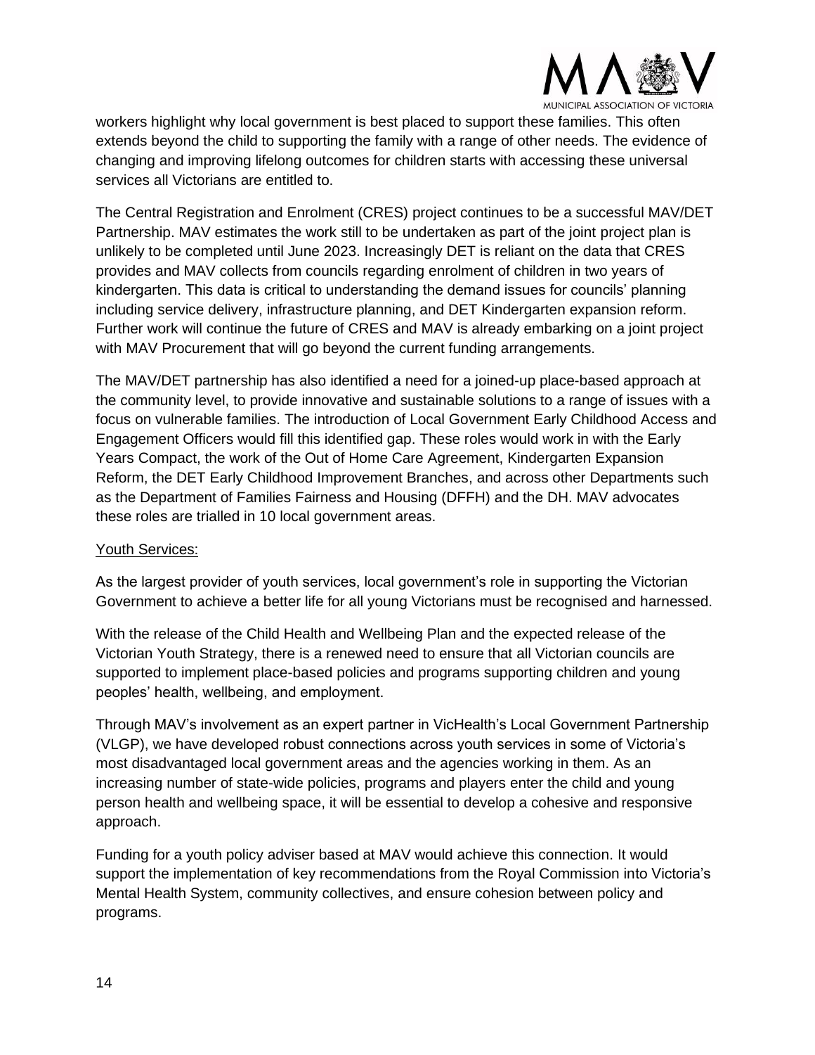workers highlight why local government is best placed to support these families. This often extends beyond the child to supporting the family with a range of other needs. The evidence of changing and improving lifelong outcomes for children starts with accessing these universal services all Victorians are entitled to.

The Central Registration and Enrolment (CRES) project continues to be a successful MAV/DET Partnership. MAV estimates the work still to be undertaken as part of the joint project plan is unlikely to be completed until June 2023. Increasingly DET is reliant on the data that CRES provides and MAV collects from councils regarding enrolment of children in two years of kindergarten. This data is critical to understanding the demand issues for councils' planning including service delivery, infrastructure planning, and DET Kindergarten expansion reform. Further work will continue the future of CRES and MAV is already embarking on a joint project with MAV Procurement that will go beyond the current funding arrangements.

The MAV/DET partnership has also identified a need for a joined-up place-based approach at the community level, to provide innovative and sustainable solutions to a range of issues with a focus on vulnerable families. The introduction of Local Government Early Childhood Access and Engagement Officers would fill this identified gap. These roles would work in with the Early Years Compact, the work of the Out of Home Care Agreement, Kindergarten Expansion Reform, the DET Early Childhood Improvement Branches, and across other Departments such as the Department of Families Fairness and Housing (DFFH) and the DH. MAV advocates these roles are trialled in 10 local government areas.

<u>Youth Services:</u>

As the largest provider of youth services, local government's role in supporting the Victorian Government to achieve a better life for all young Victorians must be recognised and harnessed.

With the release of the Child Health and Wellbeing Plan and the expected release of the Victorian Youth Strategy, there is a renewed need to ensure that all Victorian councils are supported to implement place-based policies and programs supporting children and young peoples' health, wellbeing, and employment.

Through MAV's involvement as an expert partner in VicHealth's Local Government Partnership (VLGP), we have developed robust connections across youth services in some of Victoria's most disadvantaged local government areas and the agencies working in them. As an increasing number of state-wide policies, programs and players enter the child and young person health and wellbeing space, it will be essential to develop a cohesive and responsive approach.

Funding for a youth policy adviser based at MAV would achieve this connection. It would support the implementation of key recommendations from the Royal Commission into Victoria's Mental Health System, community collectives, and ensure cohesion between policy and programs.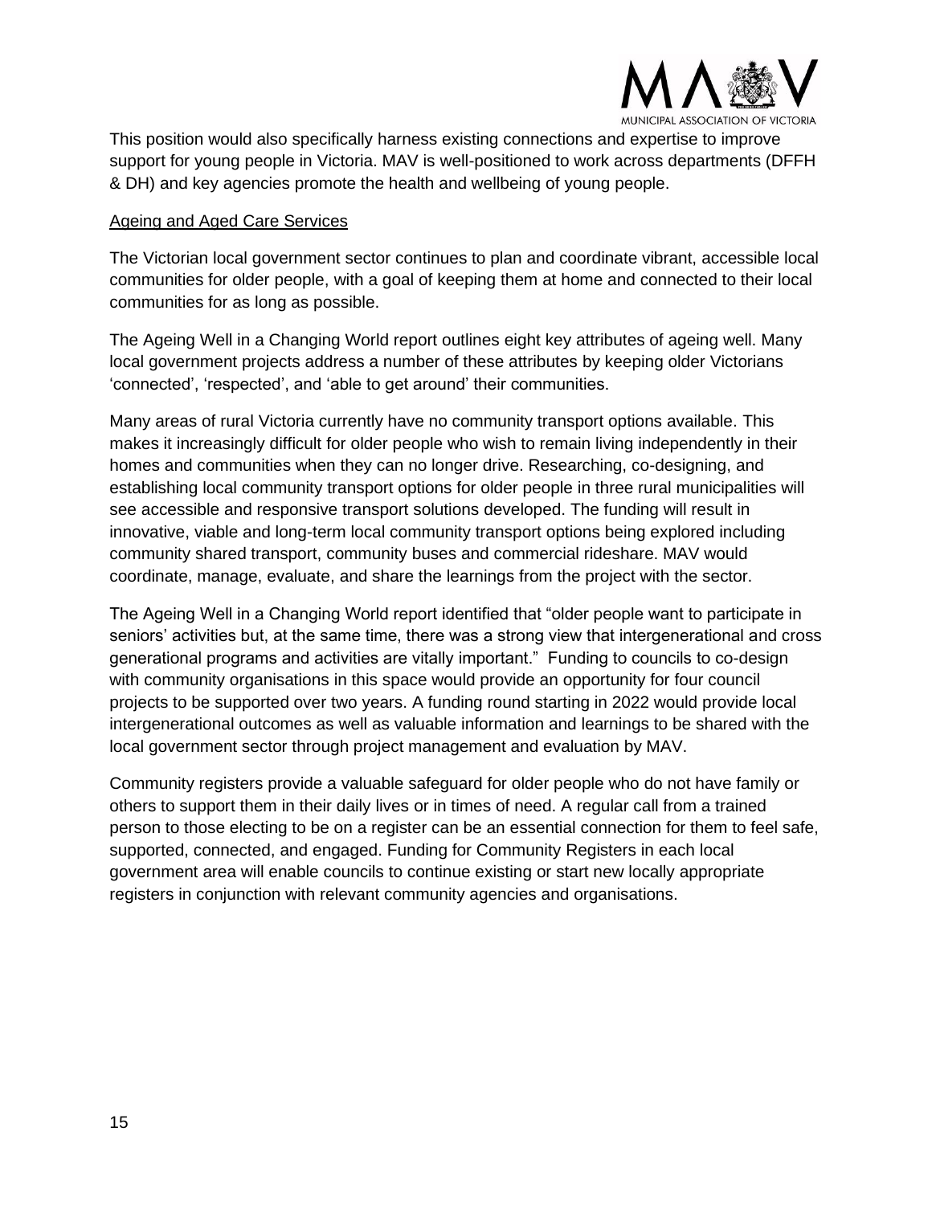This position would also specifically harness existing connections and expertise to improve support for young people in Victoria. MAV is well-positioned to work across departments (DFFH & DH) and key agencies promote the health and wellbeing of young people.

Ageing and Aged Care Services

The Victorian local government sector continues to plan and coordinate vibrant, accessible local communities for older people, with a goal of keeping them at home and connected to their local communities for as long as possible.

The Ageing Well in a Changing World report outlines eight key attributes of ageing well. Many local government projects address a number of these attributes by keeping older Victorians 'connected', 'respected', and 'able to get around' their communities.

Many areas of rural Victoria currently have no community transport options available. This makes it increasingly difficult for older people who wish to remain living independently in their homes and communities when they can no longer drive. Researching, co-designing, and establishing local community transport options for older people in three rural municipalities will see accessible and responsive transport solutions developed. The funding will result in innovative, viable and long-term local community transport options being explored including community shared transport, community buses and commercial rideshare. MAV would coordinate, manage, evaluate, and share the learnings from the project with the sector.

The Ageing Well in a Changing World report identified that "older people want to participate in seniors' activities but, at the same time, there was a strong view that intergenerational and cross generational programs and activities are vitally important." Funding to councils to co-design with community organisations in this space would provide an opportunity for four council projects to be supported over two years. A funding round starting in 2022 would provide local intergenerational outcomes as well as valuable information and learnings to be shared with the local government sector through project management and evaluation by MAV.

Community registers provide a valuable safeguard for older people who do not have family or others to support them in their daily lives or in times of need. A regular call from a trained person to those electing to be on a register can be an essential connection for them to feel safe, supported, connected, and engaged. Funding for Community Registers in each local government area will enable councils to continue existing or start new locally appropriate registers in conjunction with relevant community agencies and organisations.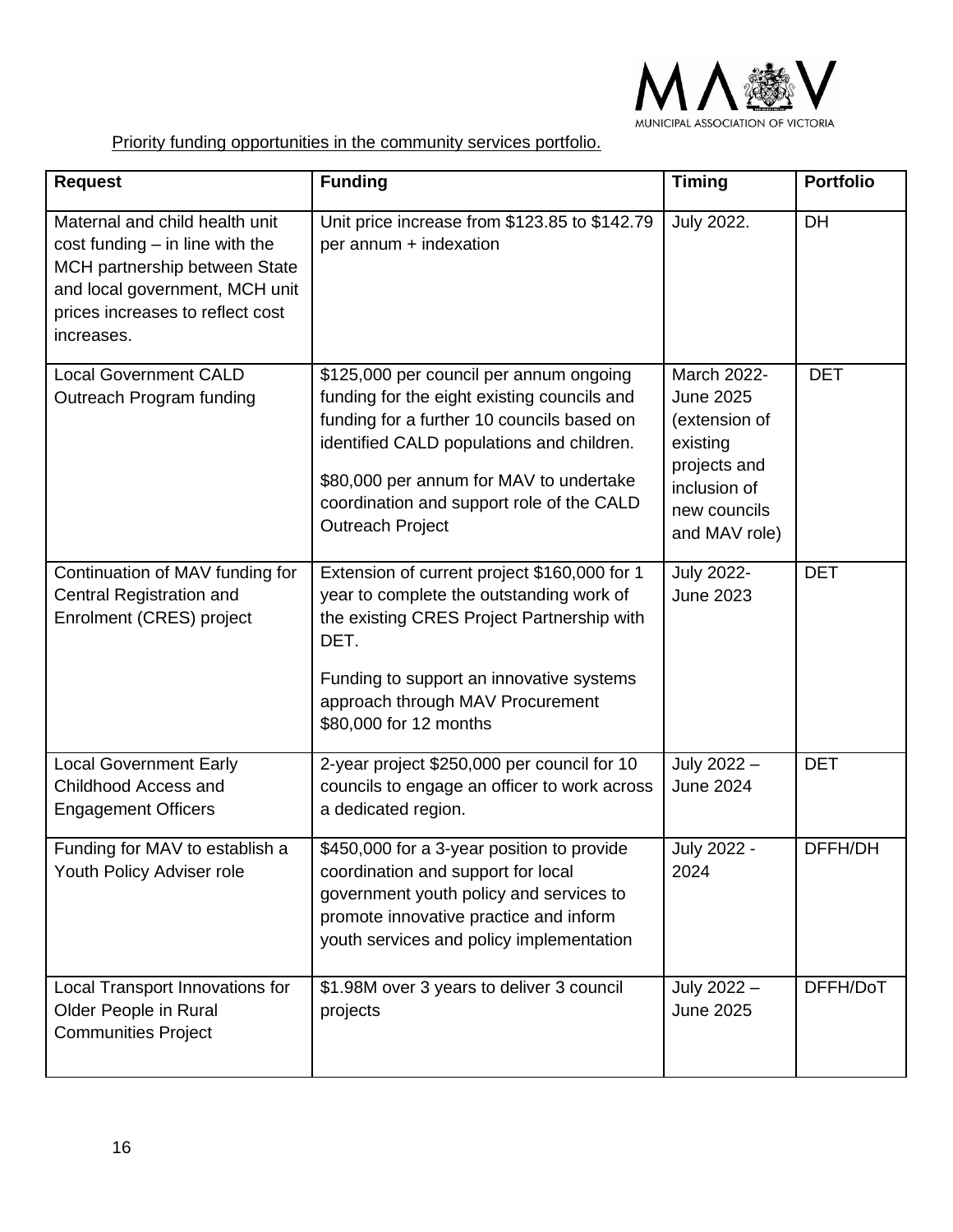Priority funding opportunities in the community services portfolio.

| Request | Funding | Timing | Portfolio |
|---|---|---|---|
| Maternal and child health unit cost funding – in line with the MCH partnership between State and local government, MCH unit prices increases to reflect cost increases. | Unit price increase from $123.85 to $142.79 per annum + indexation | July 2022. | DH |
| Local Government CALD Outreach Program funding | $125,000 per council per annum ongoing funding for the eight existing councils and funding for a further 10 councils based on identified CALD populations and children.<br><br>$80,000 per annum for MAV to undertake coordination and support role of the CALD Outreach Project | March 2022- June 2025 (extension of existing projects and inclusion of new councils and MAV role) | DET |
| Continuation of MAV funding for Central Registration and Enrolment (CRES) project | Extension of current project $160,000 for 1 year to complete the outstanding work of the existing CRES Project Partnership with DET.<br><br>Funding to support an innovative systems approach through MAV Procurement $80,000 for 12 months | July 2022- June 2023 | DET |
| Local Government Early Childhood Access and Engagement Officers | 2-year project $250,000 per council for 10 councils to engage an officer to work across a dedicated region. | July 2022 – June 2024 | DET |
| Funding for MAV to establish a Youth Policy Adviser role | $450,000 for a 3-year position to provide coordination and support for local government youth policy and services to promote innovative practice and inform youth services and policy implementation | July 2022 - 2024 | DFFH/DH |
| Local Transport Innovations for Older People in Rural Communities Project | $1.98M over 3 years to deliver 3 council projects | July 2022 – June 2025 | DFFH/DoT |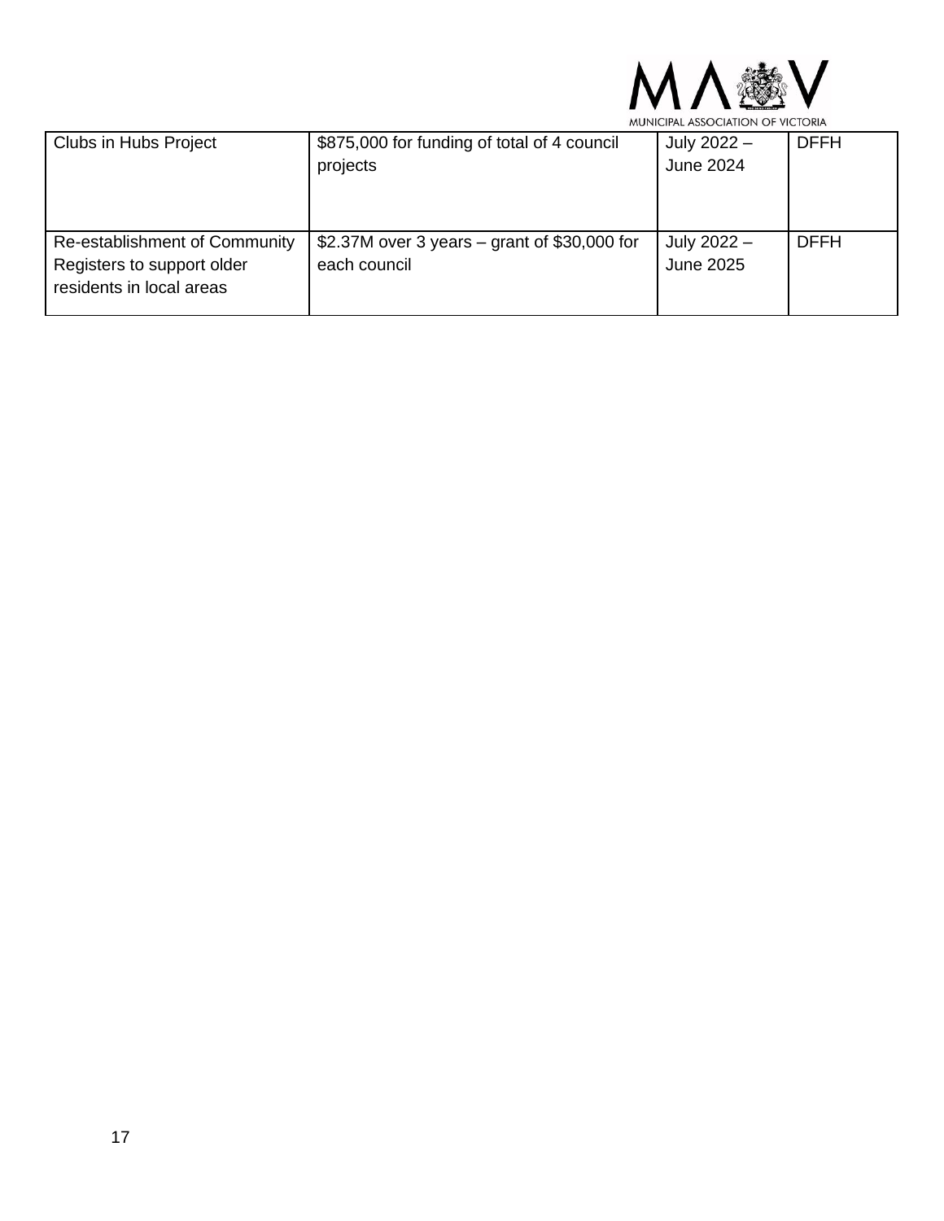| | | | |
|---|---|---|---|
| Clubs in Hubs Project | $875,000 for funding of total of 4 council projects | July 2022 – June 2024 | DFFH |
| Re-establishment of Community Registers to support older residents in local areas | $2.37M over 3 years – grant of $30,000 for each council | July 2022 – June 2025 | DFFH |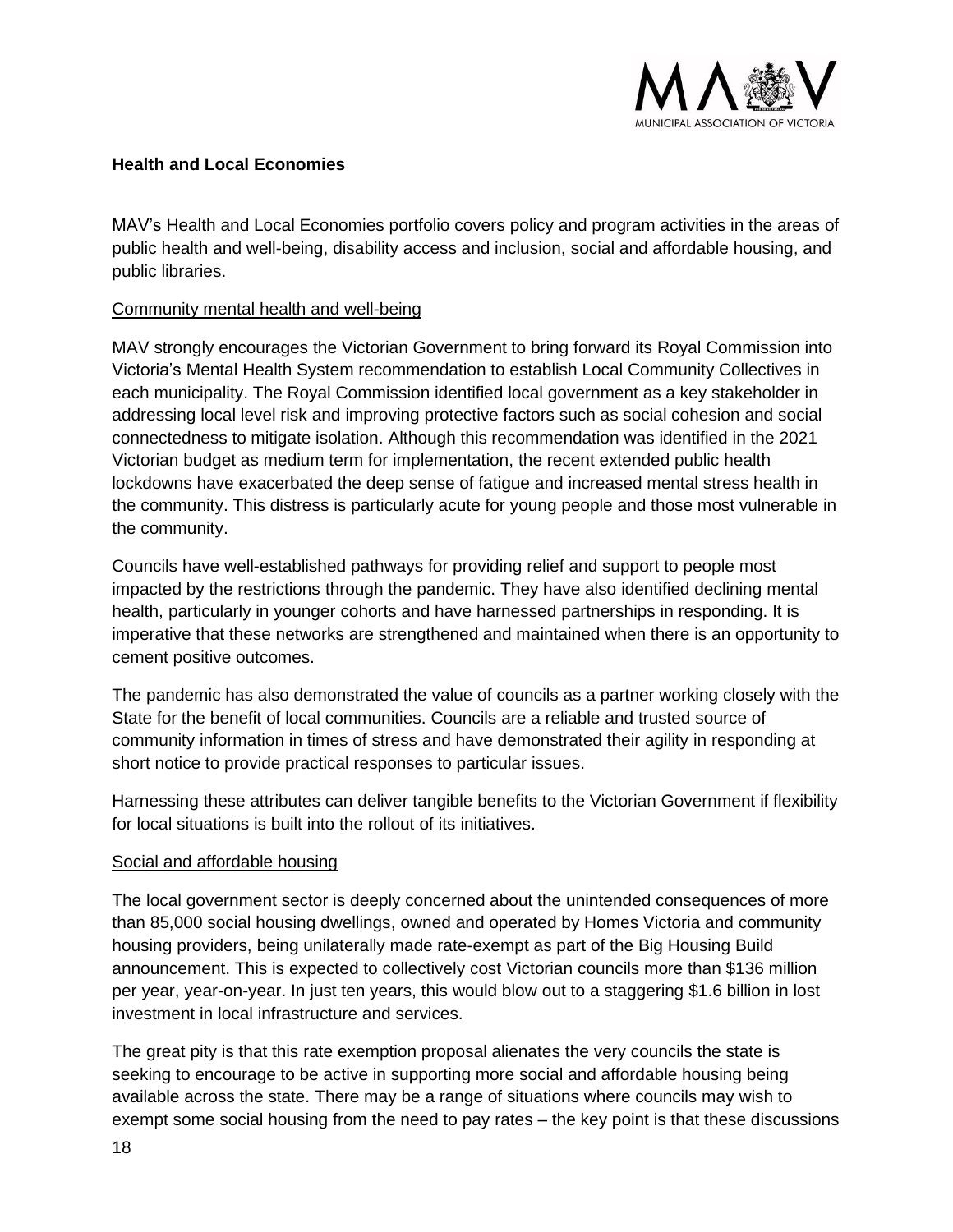**Health and Local Economies**

MAV's Health and Local Economies portfolio covers policy and program activities in the areas of public health and well-being, disability access and inclusion, social and affordable housing, and public libraries.

<u>Community mental health and well-being</u>

MAV strongly encourages the Victorian Government to bring forward its Royal Commission into Victoria's Mental Health System recommendation to establish Local Community Collectives in each municipality. The Royal Commission identified local government as a key stakeholder in addressing local level risk and improving protective factors such as social cohesion and social connectedness to mitigate isolation. Although this recommendation was identified in the 2021 Victorian budget as medium term for implementation, the recent extended public health lockdowns have exacerbated the deep sense of fatigue and increased mental stress health in the community. This distress is particularly acute for young people and those most vulnerable in the community.

Councils have well-established pathways for providing relief and support to people most impacted by the restrictions through the pandemic. They have also identified declining mental health, particularly in younger cohorts and have harnessed partnerships in responding. It is imperative that these networks are strengthened and maintained when there is an opportunity to cement positive outcomes.

The pandemic has also demonstrated the value of councils as a partner working closely with the State for the benefit of local communities. Councils are a reliable and trusted source of community information in times of stress and have demonstrated their agility in responding at short notice to provide practical responses to particular issues.

Harnessing these attributes can deliver tangible benefits to the Victorian Government if flexibility for local situations is built into the rollout of its initiatives.

<u>Social and affordable housing</u>

The local government sector is deeply concerned about the unintended consequences of more than 85,000 social housing dwellings, owned and operated by Homes Victoria and community housing providers, being unilaterally made rate-exempt as part of the Big Housing Build announcement. This is expected to collectively cost Victorian councils more than $136 million per year, year-on-year. In just ten years, this would blow out to a staggering $1.6 billion in lost investment in local infrastructure and services.

The great pity is that this rate exemption proposal alienates the very councils the state is seeking to encourage to be active in supporting more social and affordable housing being available across the state. There may be a range of situations where councils may wish to exempt some social housing from the need to pay rates – the key point is that these discussions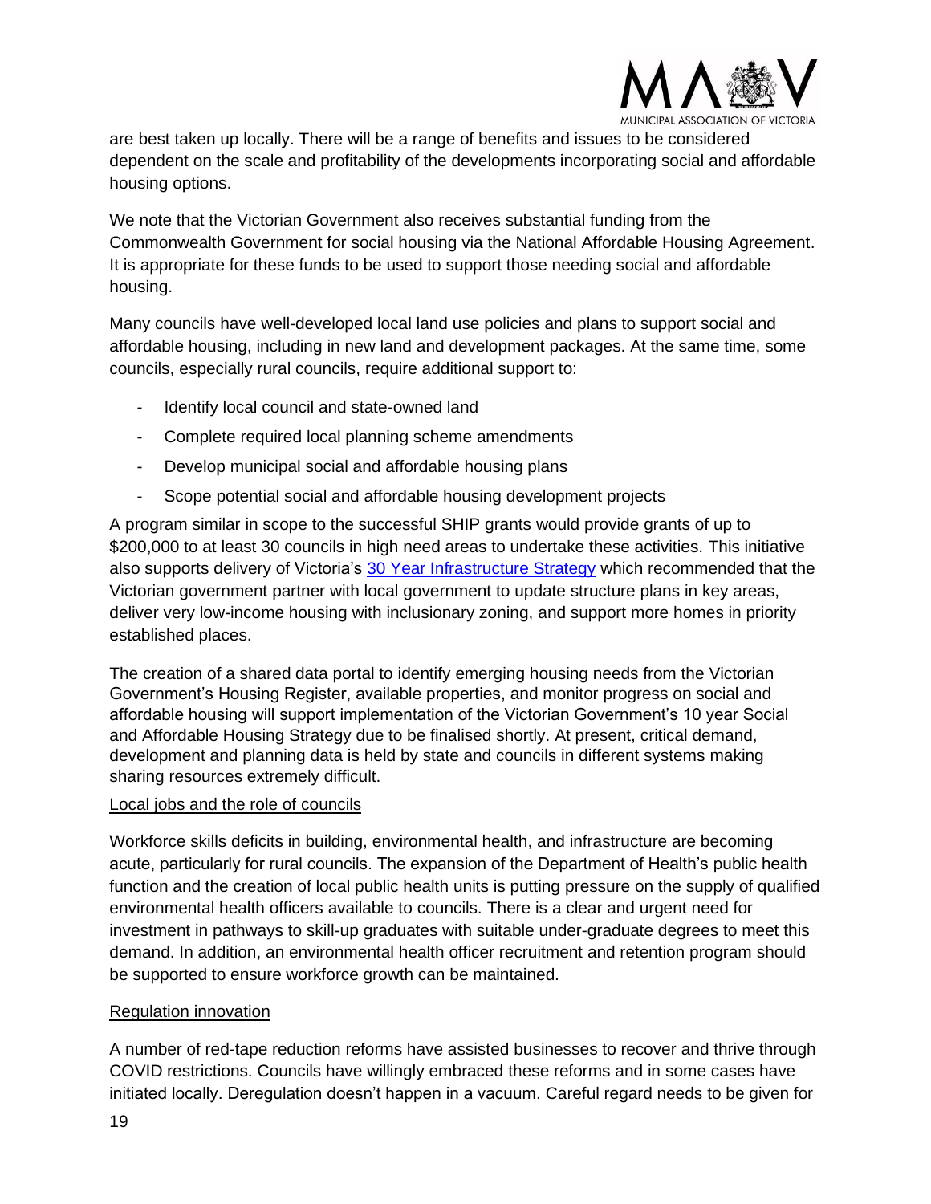are best taken up locally. There will be a range of benefits and issues to be considered dependent on the scale and profitability of the developments incorporating social and affordable housing options.

We note that the Victorian Government also receives substantial funding from the Commonwealth Government for social housing via the National Affordable Housing Agreement. It is appropriate for these funds to be used to support those needing social and affordable housing.

Many councils have well-developed local land use policies and plans to support social and affordable housing, including in new land and development packages. At the same time, some councils, especially rural councils, require additional support to:

- Identify local council and state-owned land
- Complete required local planning scheme amendments
- Develop municipal social and affordable housing plans
- Scope potential social and affordable housing development projects

A program similar in scope to the successful SHIP grants would provide grants of up to $200,000 to at least 30 councils in high need areas to undertake these activities. This initiative also supports delivery of Victoria's [30 Year Infrastructure Strategy] which recommended that the Victorian government partner with local government to update structure plans in key areas, deliver very low-income housing with inclusionary zoning, and support more homes in priority established places.

The creation of a shared data portal to identify emerging housing needs from the Victorian Government's Housing Register, available properties, and monitor progress on social and affordable housing will support implementation of the Victorian Government's 10 year Social and Affordable Housing Strategy due to be finalised shortly. At present, critical demand, development and planning data is held by state and councils in different systems making sharing resources extremely difficult.

### Local jobs and the role of councils

Workforce skills deficits in building, environmental health, and infrastructure are becoming acute, particularly for rural councils. The expansion of the Department of Health's public health function and the creation of local public health units is putting pressure on the supply of qualified environmental health officers available to councils. There is a clear and urgent need for investment in pathways to skill-up graduates with suitable under-graduate degrees to meet this demand. In addition, an environmental health officer recruitment and retention program should be supported to ensure workforce growth can be maintained.

### Regulation innovation

A number of red-tape reduction reforms have assisted businesses to recover and thrive through COVID restrictions. Councils have willingly embraced these reforms and in some cases have initiated locally. Deregulation doesn't happen in a vacuum. Careful regard needs to be given for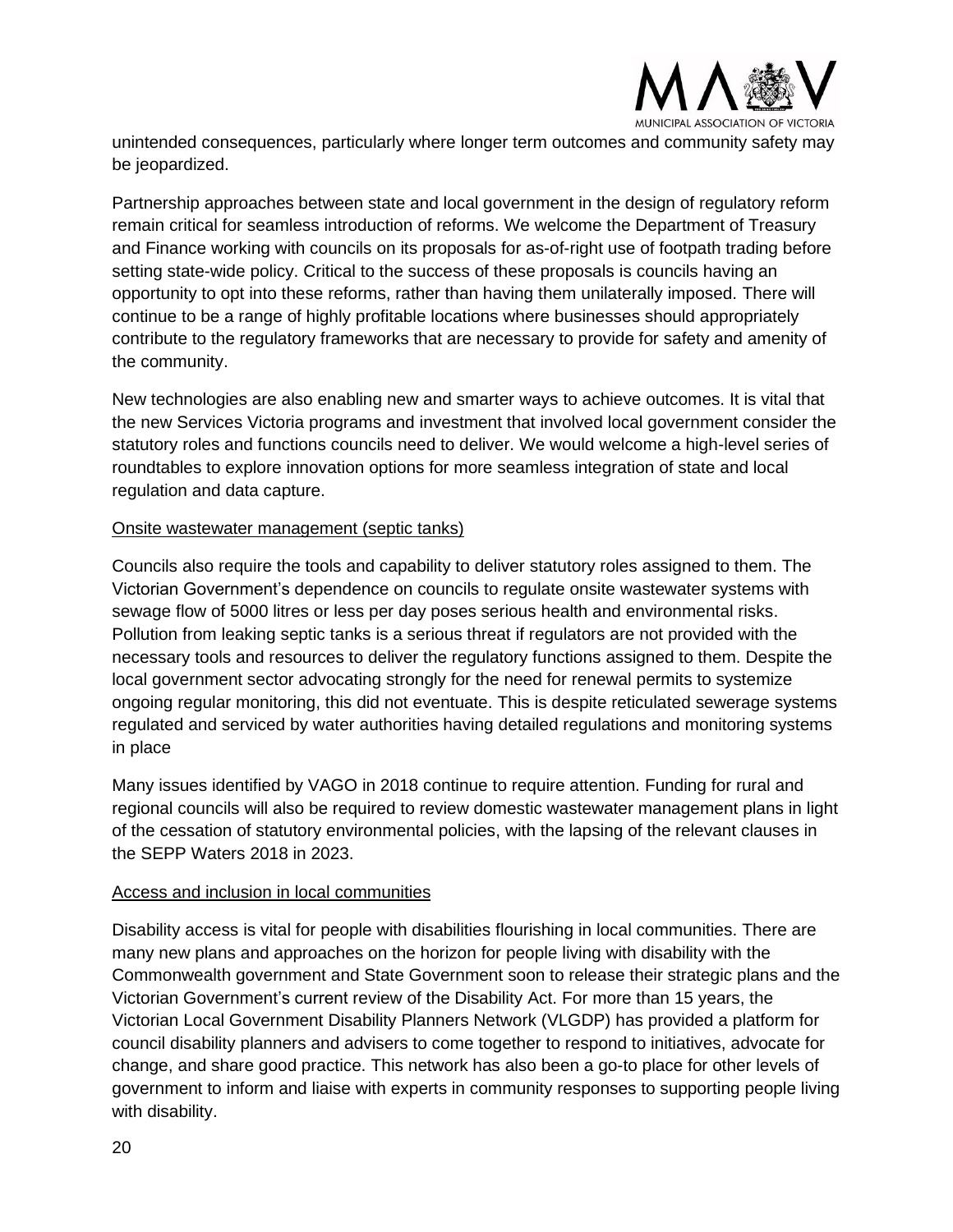unintended consequences, particularly where longer term outcomes and community safety may be jeopardized.

Partnership approaches between state and local government in the design of regulatory reform remain critical for seamless introduction of reforms. We welcome the Department of Treasury and Finance working with councils on its proposals for as-of-right use of footpath trading before setting state-wide policy. Critical to the success of these proposals is councils having an opportunity to opt into these reforms, rather than having them unilaterally imposed. There will continue to be a range of highly profitable locations where businesses should appropriately contribute to the regulatory frameworks that are necessary to provide for safety and amenity of the community.

New technologies are also enabling new and smarter ways to achieve outcomes. It is vital that the new Services Victoria programs and investment that involved local government consider the statutory roles and functions councils need to deliver. We would welcome a high-level series of roundtables to explore innovation options for more seamless integration of state and local regulation and data capture.

<u>Onsite wastewater management (septic tanks)</u>

Councils also require the tools and capability to deliver statutory roles assigned to them. The Victorian Government's dependence on councils to regulate onsite wastewater systems with sewage flow of 5000 litres or less per day poses serious health and environmental risks. Pollution from leaking septic tanks is a serious threat if regulators are not provided with the necessary tools and resources to deliver the regulatory functions assigned to them. Despite the local government sector advocating strongly for the need for renewal permits to systemize ongoing regular monitoring, this did not eventuate. This is despite reticulated sewerage systems regulated and serviced by water authorities having detailed regulations and monitoring systems in place

Many issues identified by VAGO in 2018 continue to require attention. Funding for rural and regional councils will also be required to review domestic wastewater management plans in light of the cessation of statutory environmental policies, with the lapsing of the relevant clauses in the SEPP Waters 2018 in 2023.

<u>Access and inclusion in local communities</u>

Disability access is vital for people with disabilities flourishing in local communities. There are many new plans and approaches on the horizon for people living with disability with the Commonwealth government and State Government soon to release their strategic plans and the Victorian Government's current review of the Disability Act. For more than 15 years, the Victorian Local Government Disability Planners Network (VLGDP) has provided a platform for council disability planners and advisers to come together to respond to initiatives, advocate for change, and share good practice. This network has also been a go-to place for other levels of government to inform and liaise with experts in community responses to supporting people living with disability.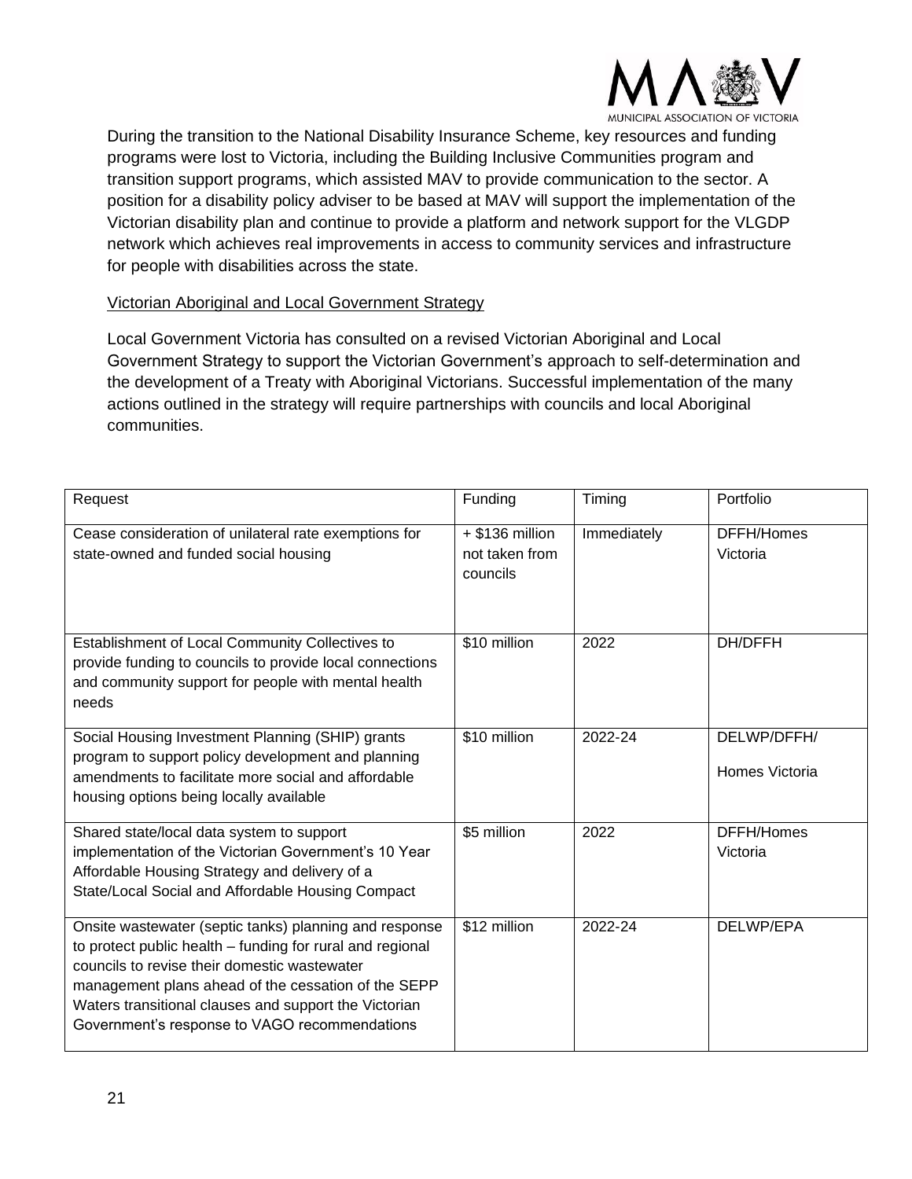During the transition to the National Disability Insurance Scheme, key resources and funding programs were lost to Victoria, including the Building Inclusive Communities program and transition support programs, which assisted MAV to provide communication to the sector. A position for a disability policy adviser to be based at MAV will support the implementation of the Victorian disability plan and continue to provide a platform and network support for the VLGDP network which achieves real improvements in access to community services and infrastructure for people with disabilities across the state.

Victorian Aboriginal and Local Government Strategy

Local Government Victoria has consulted on a revised Victorian Aboriginal and Local Government Strategy to support the Victorian Government's approach to self-determination and the development of a Treaty with Aboriginal Victorians. Successful implementation of the many actions outlined in the strategy will require partnerships with councils and local Aboriginal communities.

| Request | Funding | Timing | Portfolio |
|---|---|---|---|
| Cease consideration of unilateral rate exemptions for state-owned and funded social housing | + $136 million not taken from councils | Immediately | DFFH/Homes Victoria |
| Establishment of Local Community Collectives to provide funding to councils to provide local connections and community support for people with mental health needs | $10 million | 2022 | DH/DFFH |
| Social Housing Investment Planning (SHIP) grants program to support policy development and planning amendments to facilitate more social and affordable housing options being locally available | $10 million | 2022-24 | DELWP/DFFH/ Homes Victoria |
| Shared state/local data system to support implementation of the Victorian Government's 10 Year Affordable Housing Strategy and delivery of a State/Local Social and Affordable Housing Compact | $5 million | 2022 | DFFH/Homes Victoria |
| Onsite wastewater (septic tanks) planning and response to protect public health – funding for rural and regional councils to revise their domestic wastewater management plans ahead of the cessation of the SEPP Waters transitional clauses and support the Victorian Government's response to VAGO recommendations | $12 million | 2022-24 | DELWP/EPA |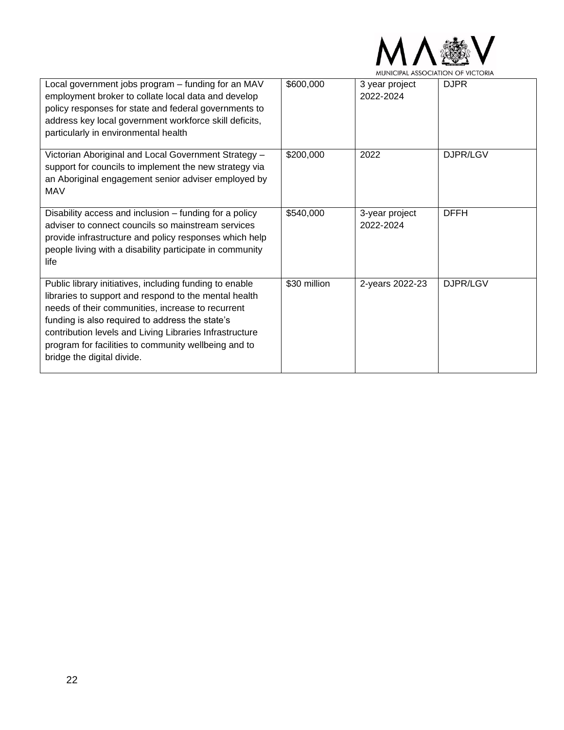| | | | |
|---|---|---|---|
| Local government jobs program – funding for an MAV employment broker to collate local data and develop policy responses for state and federal governments to address key local government workforce skill deficits, particularly in environmental health | $600,000 | 3 year project 2022-2024 | DJPR |
| Victorian Aboriginal and Local Government Strategy – support for councils to implement the new strategy via an Aboriginal engagement senior adviser employed by MAV | $200,000 | 2022 | DJPR/LGV |
| Disability access and inclusion – funding for a policy adviser to connect councils so mainstream services provide infrastructure and policy responses which help people living with a disability participate in community life | $540,000 | 3-year project 2022-2024 | DFFH |
| Public library initiatives, including funding to enable libraries to support and respond to the mental health needs of their communities, increase to recurrent funding is also required to address the state's contribution levels and Living Libraries Infrastructure program for facilities to community wellbeing and to bridge the digital divide. | $30 million | 2-years 2022-23 | DJPR/LGV |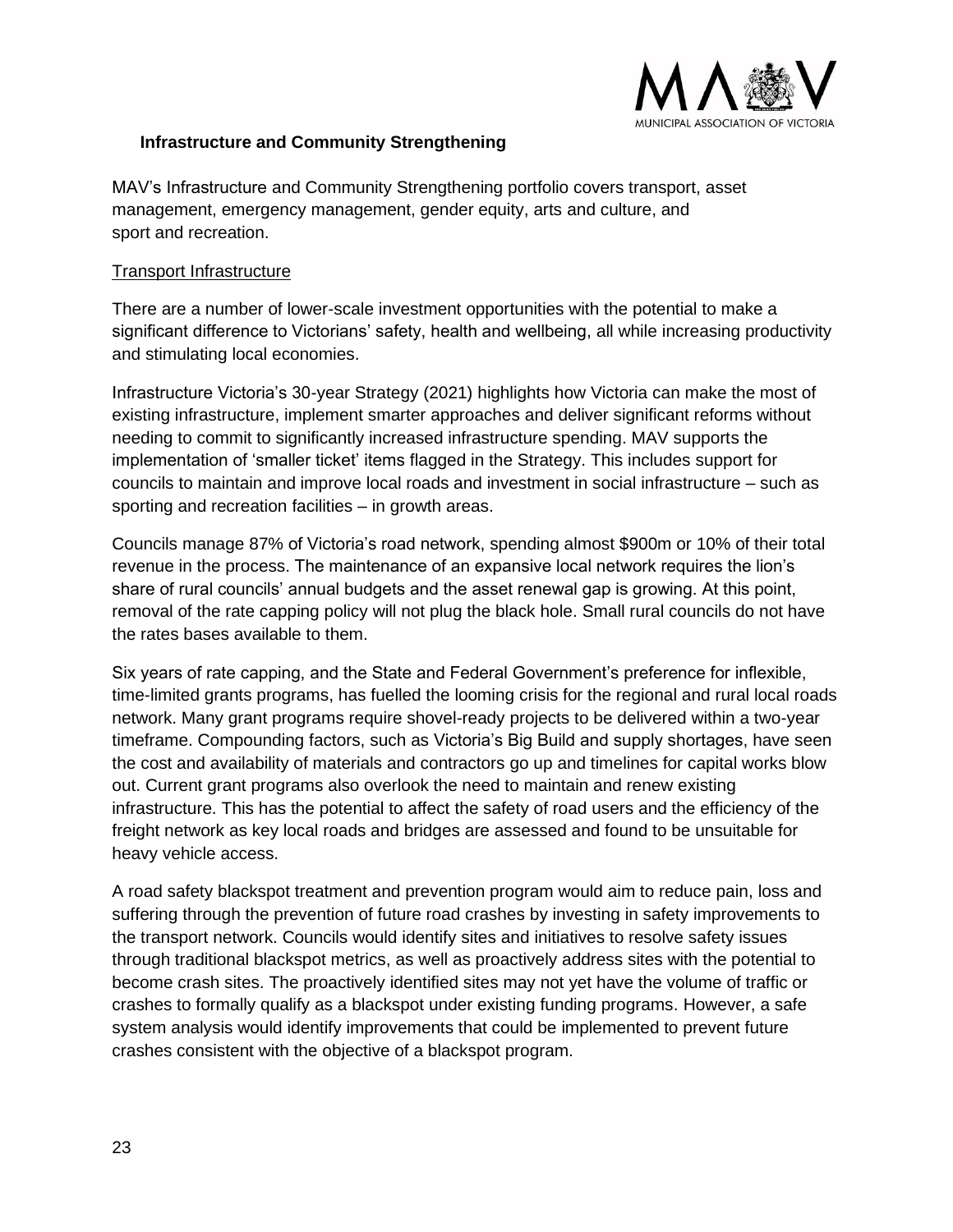## Infrastructure and Community Strengthening

MAV's Infrastructure and Community Strengthening portfolio covers transport, asset management, emergency management, gender equity, arts and culture, and sport and recreation.

### Transport Infrastructure

There are a number of lower-scale investment opportunities with the potential to make a significant difference to Victorians' safety, health and wellbeing, all while increasing productivity and stimulating local economies.

Infrastructure Victoria's 30-year Strategy (2021) highlights how Victoria can make the most of existing infrastructure, implement smarter approaches and deliver significant reforms without needing to commit to significantly increased infrastructure spending. MAV supports the implementation of 'smaller ticket' items flagged in the Strategy. This includes support for councils to maintain and improve local roads and investment in social infrastructure – such as sporting and recreation facilities – in growth areas.

Councils manage 87% of Victoria's road network, spending almost $900m or 10% of their total revenue in the process. The maintenance of an expansive local network requires the lion's share of rural councils' annual budgets and the asset renewal gap is growing. At this point, removal of the rate capping policy will not plug the black hole. Small rural councils do not have the rates bases available to them.

Six years of rate capping, and the State and Federal Government's preference for inflexible, time-limited grants programs, has fuelled the looming crisis for the regional and rural local roads network. Many grant programs require shovel-ready projects to be delivered within a two-year timeframe. Compounding factors, such as Victoria's Big Build and supply shortages, have seen the cost and availability of materials and contractors go up and timelines for capital works blow out. Current grant programs also overlook the need to maintain and renew existing infrastructure. This has the potential to affect the safety of road users and the efficiency of the freight network as key local roads and bridges are assessed and found to be unsuitable for heavy vehicle access.

A road safety blackspot treatment and prevention program would aim to reduce pain, loss and suffering through the prevention of future road crashes by investing in safety improvements to the transport network. Councils would identify sites and initiatives to resolve safety issues through traditional blackspot metrics, as well as proactively address sites with the potential to become crash sites. The proactively identified sites may not yet have the volume of traffic or crashes to formally qualify as a blackspot under existing funding programs. However, a safe system analysis would identify improvements that could be implemented to prevent future crashes consistent with the objective of a blackspot program.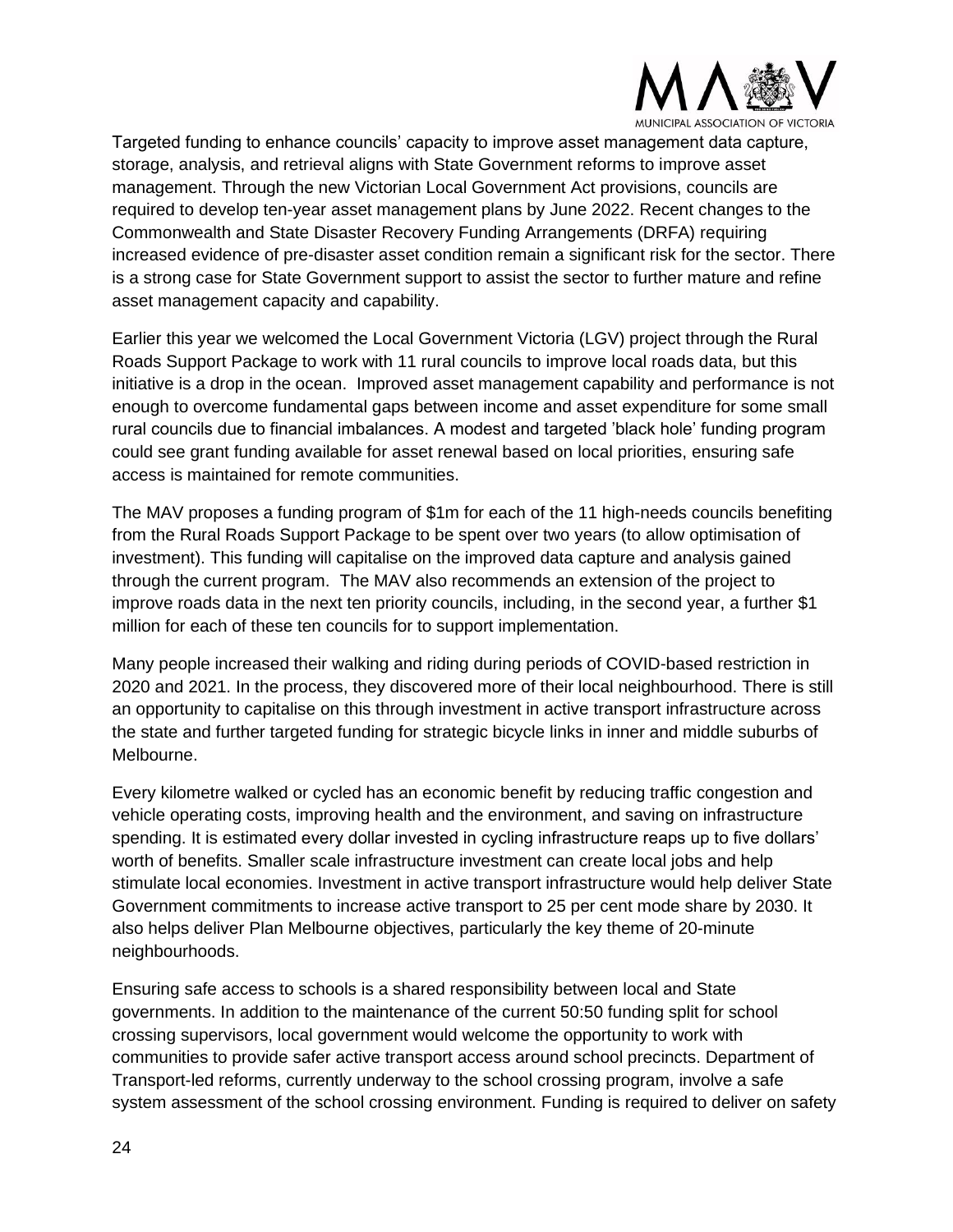Targeted funding to enhance councils' capacity to improve asset management data capture, storage, analysis, and retrieval aligns with State Government reforms to improve asset management. Through the new Victorian Local Government Act provisions, councils are required to develop ten-year asset management plans by June 2022. Recent changes to the Commonwealth and State Disaster Recovery Funding Arrangements (DRFA) requiring increased evidence of pre-disaster asset condition remain a significant risk for the sector. There is a strong case for State Government support to assist the sector to further mature and refine asset management capacity and capability.

Earlier this year we welcomed the Local Government Victoria (LGV) project through the Rural Roads Support Package to work with 11 rural councils to improve local roads data, but this initiative is a drop in the ocean. Improved asset management capability and performance is not enough to overcome fundamental gaps between income and asset expenditure for some small rural councils due to financial imbalances. A modest and targeted 'black hole' funding program could see grant funding available for asset renewal based on local priorities, ensuring safe access is maintained for remote communities.

The MAV proposes a funding program of $1m for each of the 11 high-needs councils benefiting from the Rural Roads Support Package to be spent over two years (to allow optimisation of investment). This funding will capitalise on the improved data capture and analysis gained through the current program. The MAV also recommends an extension of the project to improve roads data in the next ten priority councils, including, in the second year, a further $1 million for each of these ten councils for to support implementation.

Many people increased their walking and riding during periods of COVID-based restriction in 2020 and 2021. In the process, they discovered more of their local neighbourhood. There is still an opportunity to capitalise on this through investment in active transport infrastructure across the state and further targeted funding for strategic bicycle links in inner and middle suburbs of Melbourne.

Every kilometre walked or cycled has an economic benefit by reducing traffic congestion and vehicle operating costs, improving health and the environment, and saving on infrastructure spending. It is estimated every dollar invested in cycling infrastructure reaps up to five dollars' worth of benefits. Smaller scale infrastructure investment can create local jobs and help stimulate local economies. Investment in active transport infrastructure would help deliver State Government commitments to increase active transport to 25 per cent mode share by 2030. It also helps deliver Plan Melbourne objectives, particularly the key theme of 20-minute neighbourhoods.

Ensuring safe access to schools is a shared responsibility between local and State governments. In addition to the maintenance of the current 50:50 funding split for school crossing supervisors, local government would welcome the opportunity to work with communities to provide safer active transport access around school precincts. Department of Transport-led reforms, currently underway to the school crossing program, involve a safe system assessment of the school crossing environment. Funding is required to deliver on safety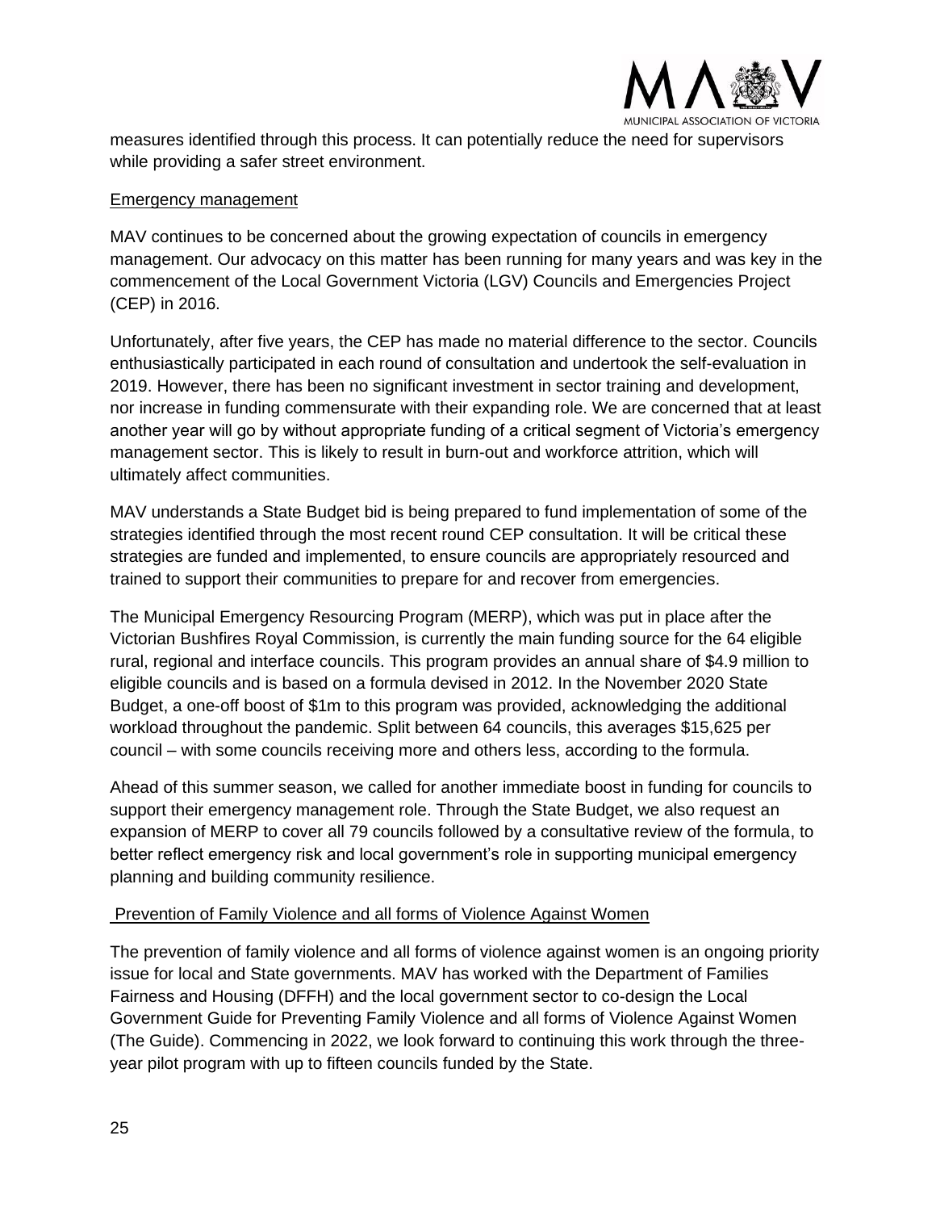measures identified through this process. It can potentially reduce the need for supervisors while providing a safer street environment.

Emergency management

MAV continues to be concerned about the growing expectation of councils in emergency management. Our advocacy on this matter has been running for many years and was key in the commencement of the Local Government Victoria (LGV) Councils and Emergencies Project (CEP) in 2016.

Unfortunately, after five years, the CEP has made no material difference to the sector. Councils enthusiastically participated in each round of consultation and undertook the self-evaluation in 2019. However, there has been no significant investment in sector training and development, nor increase in funding commensurate with their expanding role. We are concerned that at least another year will go by without appropriate funding of a critical segment of Victoria's emergency management sector. This is likely to result in burn-out and workforce attrition, which will ultimately affect communities.

MAV understands a State Budget bid is being prepared to fund implementation of some of the strategies identified through the most recent round CEP consultation. It will be critical these strategies are funded and implemented, to ensure councils are appropriately resourced and trained to support their communities to prepare for and recover from emergencies.

The Municipal Emergency Resourcing Program (MERP), which was put in place after the Victorian Bushfires Royal Commission, is currently the main funding source for the 64 eligible rural, regional and interface councils. This program provides an annual share of $4.9 million to eligible councils and is based on a formula devised in 2012. In the November 2020 State Budget, a one-off boost of $1m to this program was provided, acknowledging the additional workload throughout the pandemic. Split between 64 councils, this averages $15,625 per council – with some councils receiving more and others less, according to the formula.

Ahead of this summer season, we called for another immediate boost in funding for councils to support their emergency management role. Through the State Budget, we also request an expansion of MERP to cover all 79 councils followed by a consultative review of the formula, to better reflect emergency risk and local government's role in supporting municipal emergency planning and building community resilience.

Prevention of Family Violence and all forms of Violence Against Women

The prevention of family violence and all forms of violence against women is an ongoing priority issue for local and State governments. MAV has worked with the Department of Families Fairness and Housing (DFFH) and the local government sector to co-design the Local Government Guide for Preventing Family Violence and all forms of Violence Against Women (The Guide). Commencing in 2022, we look forward to continuing this work through the three-year pilot program with up to fifteen councils funded by the State.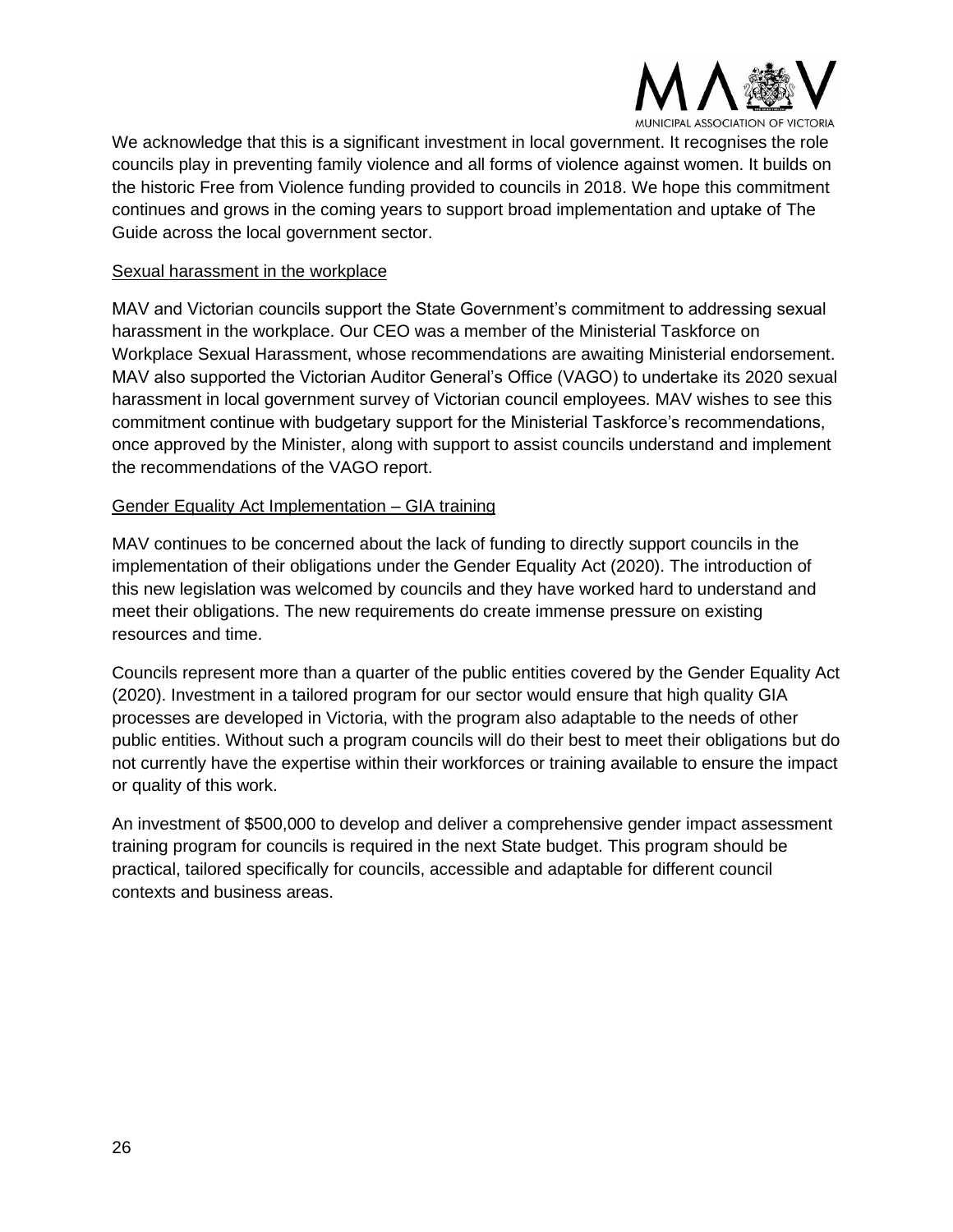We acknowledge that this is a significant investment in local government. It recognises the role councils play in preventing family violence and all forms of violence against women. It builds on the historic Free from Violence funding provided to councils in 2018. We hope this commitment continues and grows in the coming years to support broad implementation and uptake of The Guide across the local government sector.

<u>Sexual harassment in the workplace</u>

MAV and Victorian councils support the State Government's commitment to addressing sexual harassment in the workplace. Our CEO was a member of the Ministerial Taskforce on Workplace Sexual Harassment, whose recommendations are awaiting Ministerial endorsement. MAV also supported the Victorian Auditor General's Office (VAGO) to undertake its 2020 sexual harassment in local government survey of Victorian council employees. MAV wishes to see this commitment continue with budgetary support for the Ministerial Taskforce's recommendations, once approved by the Minister, along with support to assist councils understand and implement the recommendations of the VAGO report.

<u>Gender Equality Act Implementation – GIA training</u>

MAV continues to be concerned about the lack of funding to directly support councils in the implementation of their obligations under the Gender Equality Act (2020). The introduction of this new legislation was welcomed by councils and they have worked hard to understand and meet their obligations. The new requirements do create immense pressure on existing resources and time.

Councils represent more than a quarter of the public entities covered by the Gender Equality Act (2020). Investment in a tailored program for our sector would ensure that high quality GIA processes are developed in Victoria, with the program also adaptable to the needs of other public entities. Without such a program councils will do their best to meet their obligations but do not currently have the expertise within their workforces or training available to ensure the impact or quality of this work.

An investment of $500,000 to develop and deliver a comprehensive gender impact assessment training program for councils is required in the next State budget. This program should be practical, tailored specifically for councils, accessible and adaptable for different council contexts and business areas.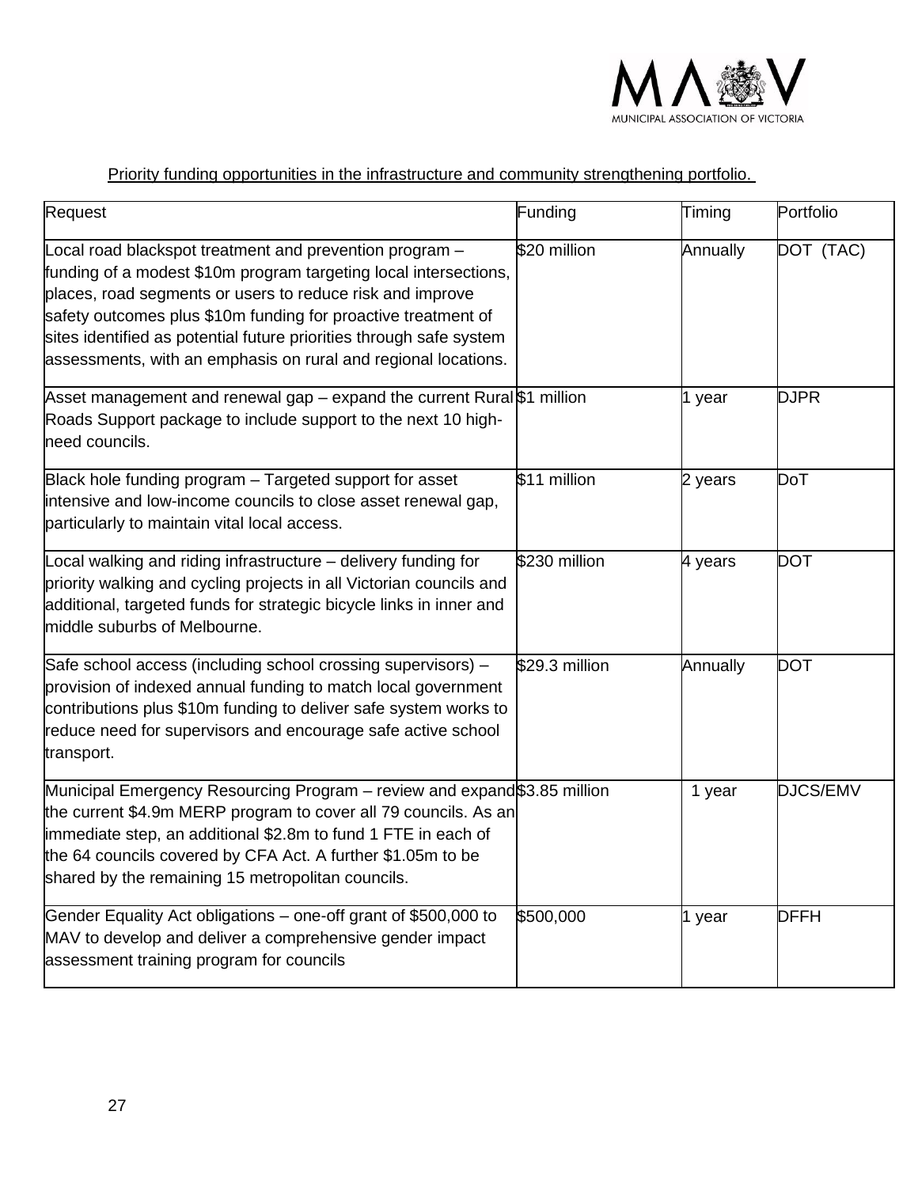Priority funding opportunities in the infrastructure and community strengthening portfolio.

| Request | Funding | Timing | Portfolio |
|---|---|---|---|
| Local road blackspot treatment and prevention program – funding of a modest $10m program targeting local intersections, places, road segments or users to reduce risk and improve safety outcomes plus $10m funding for proactive treatment of sites identified as potential future priorities through safe system assessments, with an emphasis on rural and regional locations. | $20 million | Annually | DOT (TAC) |
| Asset management and renewal gap – expand the current Rural Roads Support package to include support to the next 10 high-need councils. | $1 million | 1 year | DJPR |
| Black hole funding program – Targeted support for asset intensive and low-income councils to close asset renewal gap, particularly to maintain vital local access. | $11 million | 2 years | DoT |
| Local walking and riding infrastructure – delivery funding for priority walking and cycling projects in all Victorian councils and additional, targeted funds for strategic bicycle links in inner and middle suburbs of Melbourne. | $230 million | 4 years | DOT |
| Safe school access (including school crossing supervisors) – provision of indexed annual funding to match local government contributions plus $10m funding to deliver safe system works to reduce need for supervisors and encourage safe active school transport. | $29.3 million | Annually | DOT |
| Municipal Emergency Resourcing Program – review and expand the current $4.9m MERP program to cover all 79 councils. As an immediate step, an additional $2.8m to fund 1 FTE in each of the 64 councils covered by CFA Act. A further $1.05m to be shared by the remaining 15 metropolitan councils. | $3.85 million | 1 year | DJCS/EMV |
| Gender Equality Act obligations – one-off grant of $500,000 to MAV to develop and deliver a comprehensive gender impact assessment training program for councils | $500,000 | 1 year | DFFH |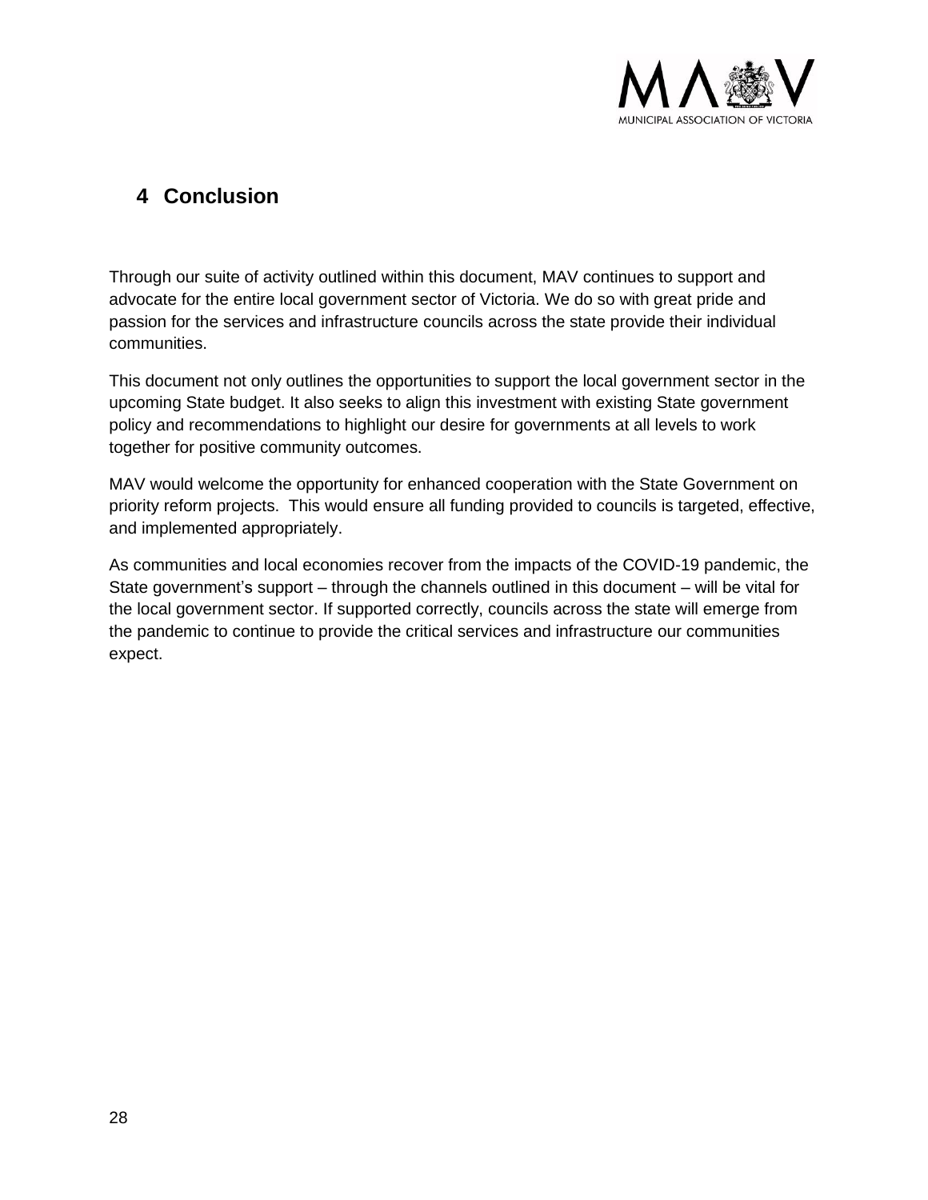# 4 Conclusion

Through our suite of activity outlined within this document, MAV continues to support and advocate for the entire local government sector of Victoria. We do so with great pride and passion for the services and infrastructure councils across the state provide their individual communities.

This document not only outlines the opportunities to support the local government sector in the upcoming State budget. It also seeks to align this investment with existing State government policy and recommendations to highlight our desire for governments at all levels to work together for positive community outcomes.

MAV would welcome the opportunity for enhanced cooperation with the State Government on priority reform projects. This would ensure all funding provided to councils is targeted, effective, and implemented appropriately.

As communities and local economies recover from the impacts of the COVID-19 pandemic, the State government's support – through the channels outlined in this document – will be vital for the local government sector. If supported correctly, councils across the state will emerge from the pandemic to continue to provide the critical services and infrastructure our communities expect.